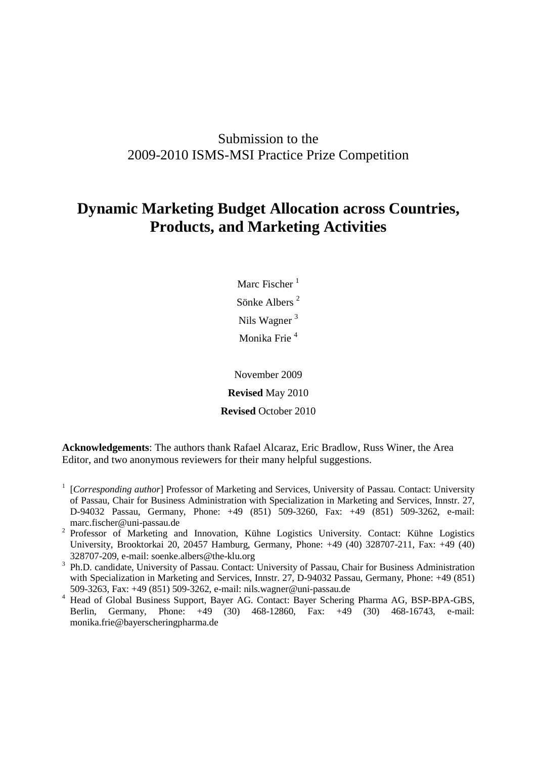Submission to the
2009-2010 ISMS-MSI Practice Prize Competition

# Dynamic Marketing Budget Allocation across Countries, Products, and Marketing Activities

Marc Fischer [1]

Sönke Albers [2]

Nils Wagner [3]

Monika Frie [4]

November 2009

**Revised** May 2010

**Revised** October 2010

**Acknowledgements**: The authors thank Rafael Alcaraz, Eric Bradlow, Russ Winer, the Area Editor, and two anonymous reviewers for their many helpful suggestions.

[1] [*Corresponding author*] Professor of Marketing and Services, University of Passau. Contact: University of Passau, Chair for Business Administration with Specialization in Marketing and Services, Innstr. 27, D-94032 Passau, Germany, Phone: +49 (851) 509-3260, Fax: +49 (851) 509-3262, e-mail: marc.fischer@uni-passau.de

[2] Professor of Marketing and Innovation, Kühne Logistics University. Contact: Kühne Logistics University, Brooktorkai 20, 20457 Hamburg, Germany, Phone: +49 (40) 328707-211, Fax: +49 (40) 328707-209, e-mail: soenke.albers@the-klu.org

[3] Ph.D. candidate, University of Passau. Contact: University of Passau, Chair for Business Administration with Specialization in Marketing and Services, Innstr. 27, D-94032 Passau, Germany, Phone: +49 (851) 509-3263, Fax: +49 (851) 509-3262, e-mail: nils.wagner@uni-passau.de

[4] Head of Global Business Support, Bayer AG. Contact: Bayer Schering Pharma AG, BSP-BPA-GBS, Berlin, Germany, Phone: +49 (30) 468-12860, Fax: +49 (30) 468-16743, e-mail: monika.frie@bayerscheringpharma.de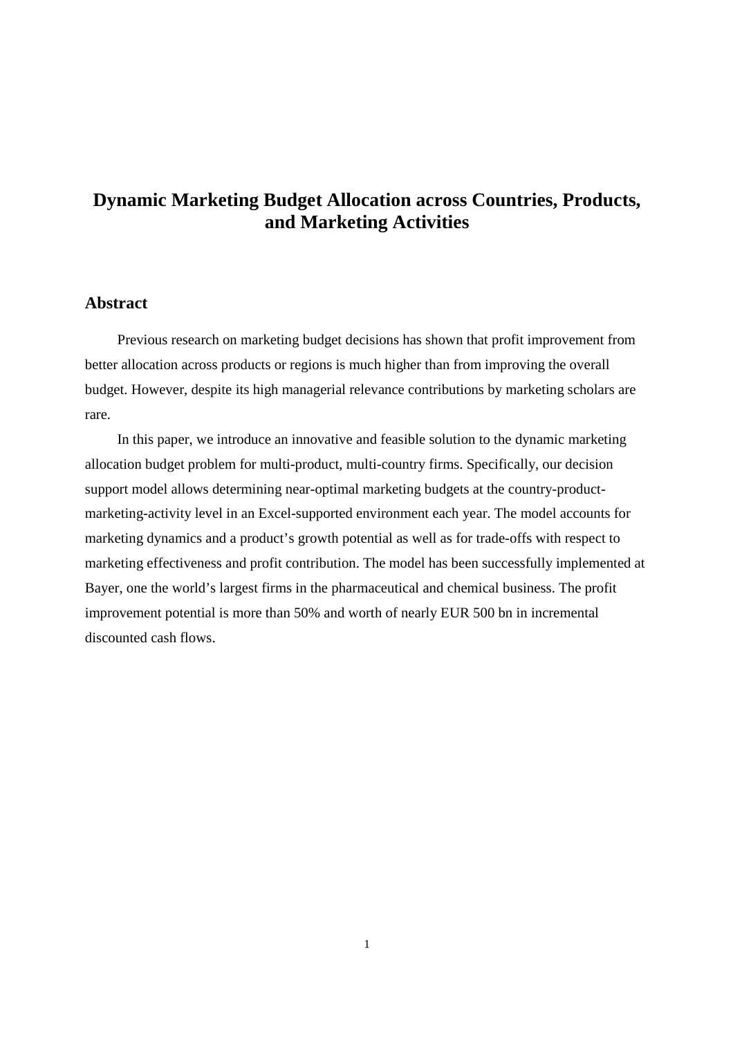# Dynamic Marketing Budget Allocation across Countries, Products, and Marketing Activities

## Abstract

Previous research on marketing budget decisions has shown that profit improvement from better allocation across products or regions is much higher than from improving the overall budget. However, despite its high managerial relevance contributions by marketing scholars are rare.

In this paper, we introduce an innovative and feasible solution to the dynamic marketing allocation budget problem for multi-product, multi-country firms. Specifically, our decision support model allows determining near-optimal marketing budgets at the country-product-marketing-activity level in an Excel-supported environment each year. The model accounts for marketing dynamics and a product's growth potential as well as for trade-offs with respect to marketing effectiveness and profit contribution. The model has been successfully implemented at Bayer, one the world's largest firms in the pharmaceutical and chemical business. The profit improvement potential is more than 50% and worth of nearly EUR 500 bn in incremental discounted cash flows.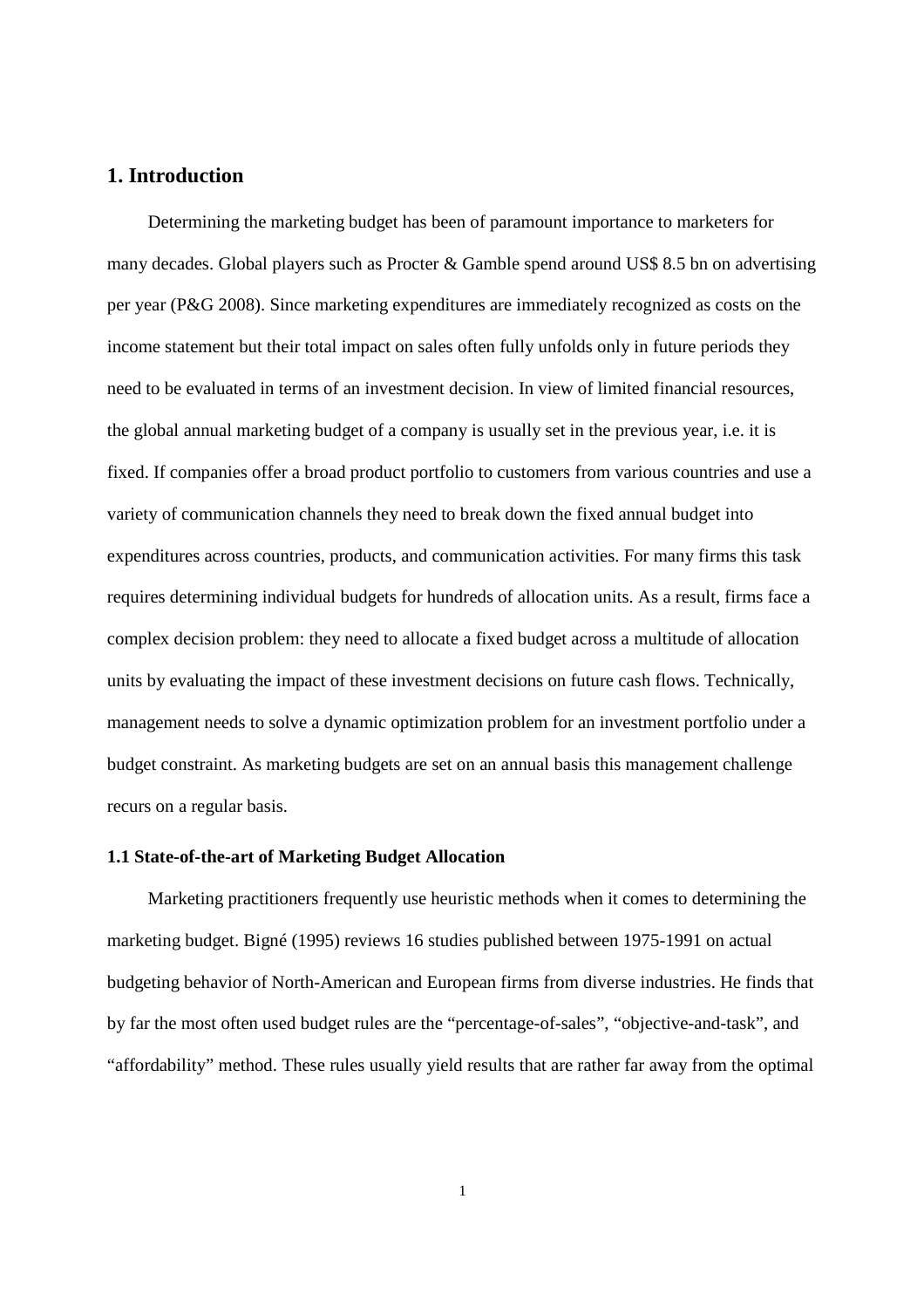# 1. Introduction

Determining the marketing budget has been of paramount importance to marketers for many decades. Global players such as Procter & Gamble spend around US$ 8.5 bn on advertising per year (P&G 2008). Since marketing expenditures are immediately recognized as costs on the income statement but their total impact on sales often fully unfolds only in future periods they need to be evaluated in terms of an investment decision. In view of limited financial resources, the global annual marketing budget of a company is usually set in the previous year, i.e. it is fixed. If companies offer a broad product portfolio to customers from various countries and use a variety of communication channels they need to break down the fixed annual budget into expenditures across countries, products, and communication activities. For many firms this task requires determining individual budgets for hundreds of allocation units. As a result, firms face a complex decision problem: they need to allocate a fixed budget across a multitude of allocation units by evaluating the impact of these investment decisions on future cash flows. Technically, management needs to solve a dynamic optimization problem for an investment portfolio under a budget constraint. As marketing budgets are set on an annual basis this management challenge recurs on a regular basis.

### 1.1 State-of-the-art of Marketing Budget Allocation

Marketing practitioners frequently use heuristic methods when it comes to determining the marketing budget. Bigné (1995) reviews 16 studies published between 1975-1991 on actual budgeting behavior of North-American and European firms from diverse industries. He finds that by far the most often used budget rules are the "percentage-of-sales", "objective-and-task", and "affordability" method. These rules usually yield results that are rather far away from the optimal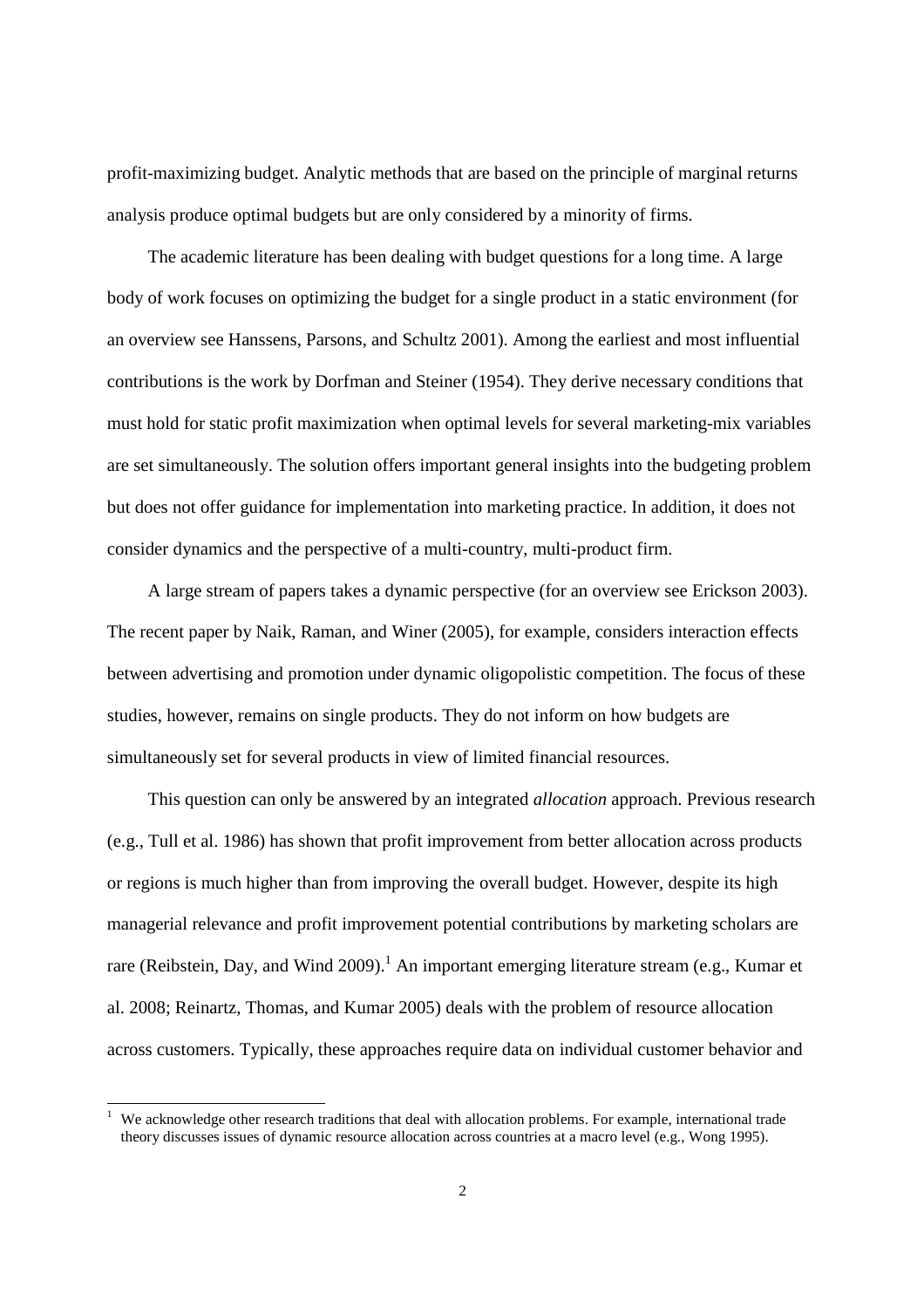profit-maximizing budget. Analytic methods that are based on the principle of marginal returns analysis produce optimal budgets but are only considered by a minority of firms.

The academic literature has been dealing with budget questions for a long time. A large body of work focuses on optimizing the budget for a single product in a static environment (for an overview see Hanssens, Parsons, and Schultz 2001). Among the earliest and most influential contributions is the work by Dorfman and Steiner (1954). They derive necessary conditions that must hold for static profit maximization when optimal levels for several marketing-mix variables are set simultaneously. The solution offers important general insights into the budgeting problem but does not offer guidance for implementation into marketing practice. In addition, it does not consider dynamics and the perspective of a multi-country, multi-product firm.

A large stream of papers takes a dynamic perspective (for an overview see Erickson 2003). The recent paper by Naik, Raman, and Winer (2005), for example, considers interaction effects between advertising and promotion under dynamic oligopolistic competition. The focus of these studies, however, remains on single products. They do not inform on how budgets are simultaneously set for several products in view of limited financial resources.

This question can only be answered by an integrated *allocation* approach. Previous research (e.g., Tull et al. 1986) has shown that profit improvement from better allocation across products or regions is much higher than from improving the overall budget. However, despite its high managerial relevance and profit improvement potential contributions by marketing scholars are rare (Reibstein, Day, and Wind 2009).[1] An important emerging literature stream (e.g., Kumar et al. 2008; Reinartz, Thomas, and Kumar 2005) deals with the problem of resource allocation across customers. Typically, these approaches require data on individual customer behavior and

[1] We acknowledge other research traditions that deal with allocation problems. For example, international trade theory discusses issues of dynamic resource allocation across countries at a macro level (e.g., Wong 1995).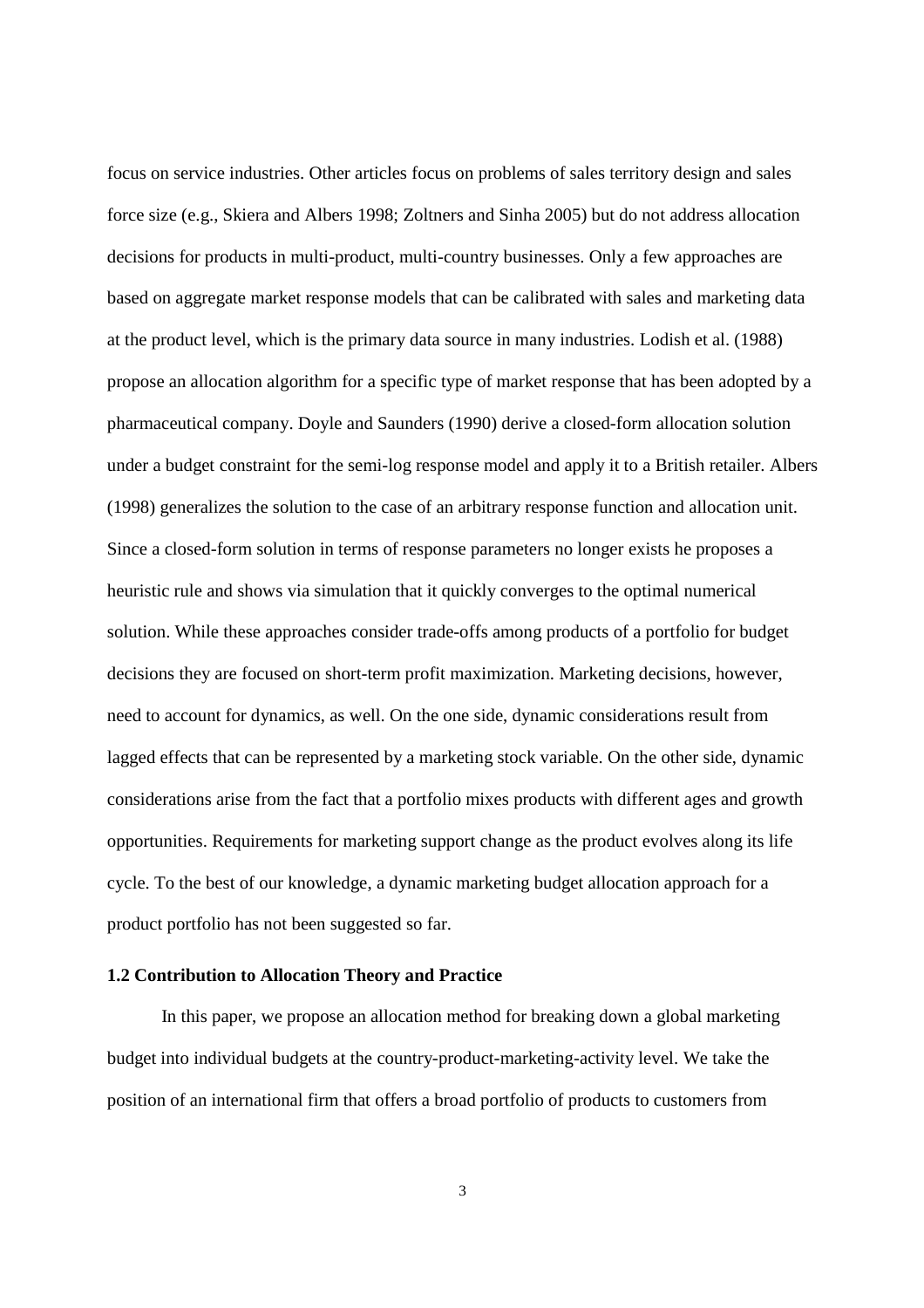focus on service industries. Other articles focus on problems of sales territory design and sales force size (e.g., Skiera and Albers 1998; Zoltners and Sinha 2005) but do not address allocation decisions for products in multi-product, multi-country businesses. Only a few approaches are based on aggregate market response models that can be calibrated with sales and marketing data at the product level, which is the primary data source in many industries. Lodish et al. (1988) propose an allocation algorithm for a specific type of market response that has been adopted by a pharmaceutical company. Doyle and Saunders (1990) derive a closed-form allocation solution under a budget constraint for the semi-log response model and apply it to a British retailer. Albers (1998) generalizes the solution to the case of an arbitrary response function and allocation unit. Since a closed-form solution in terms of response parameters no longer exists he proposes a heuristic rule and shows via simulation that it quickly converges to the optimal numerical solution. While these approaches consider trade-offs among products of a portfolio for budget decisions they are focused on short-term profit maximization. Marketing decisions, however, need to account for dynamics, as well. On the one side, dynamic considerations result from lagged effects that can be represented by a marketing stock variable. On the other side, dynamic considerations arise from the fact that a portfolio mixes products with different ages and growth opportunities. Requirements for marketing support change as the product evolves along its life cycle. To the best of our knowledge, a dynamic marketing budget allocation approach for a product portfolio has not been suggested so far.

### 1.2 Contribution to Allocation Theory and Practice

In this paper, we propose an allocation method for breaking down a global marketing budget into individual budgets at the country-product-marketing-activity level. We take the position of an international firm that offers a broad portfolio of products to customers from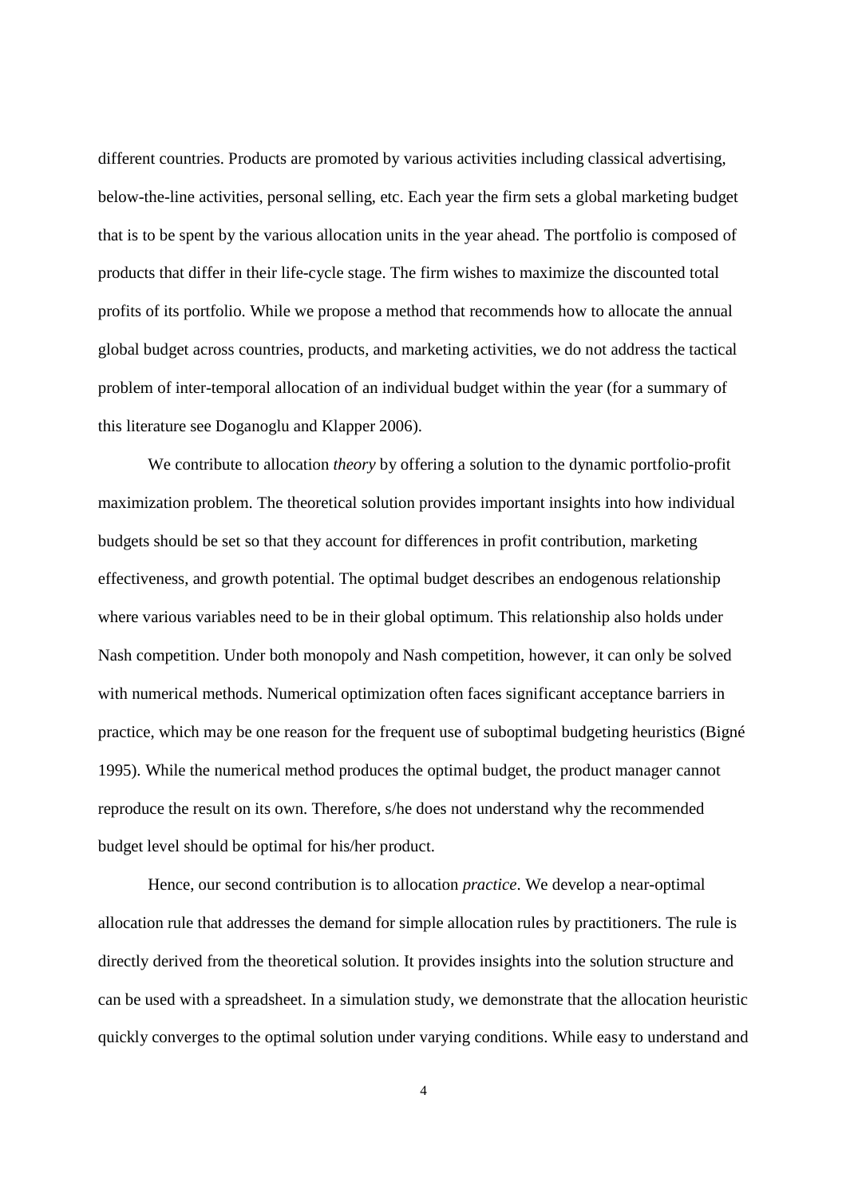different countries. Products are promoted by various activities including classical advertising, below-the-line activities, personal selling, etc. Each year the firm sets a global marketing budget that is to be spent by the various allocation units in the year ahead. The portfolio is composed of products that differ in their life-cycle stage. The firm wishes to maximize the discounted total profits of its portfolio. While we propose a method that recommends how to allocate the annual global budget across countries, products, and marketing activities, we do not address the tactical problem of inter-temporal allocation of an individual budget within the year (for a summary of this literature see Doganoglu and Klapper 2006).

We contribute to allocation *theory* by offering a solution to the dynamic portfolio-profit maximization problem. The theoretical solution provides important insights into how individual budgets should be set so that they account for differences in profit contribution, marketing effectiveness, and growth potential. The optimal budget describes an endogenous relationship where various variables need to be in their global optimum. This relationship also holds under Nash competition. Under both monopoly and Nash competition, however, it can only be solved with numerical methods. Numerical optimization often faces significant acceptance barriers in practice, which may be one reason for the frequent use of suboptimal budgeting heuristics (Bigné 1995). While the numerical method produces the optimal budget, the product manager cannot reproduce the result on its own. Therefore, s/he does not understand why the recommended budget level should be optimal for his/her product.

Hence, our second contribution is to allocation *practice*. We develop a near-optimal allocation rule that addresses the demand for simple allocation rules by practitioners. The rule is directly derived from the theoretical solution. It provides insights into the solution structure and can be used with a spreadsheet. In a simulation study, we demonstrate that the allocation heuristic quickly converges to the optimal solution under varying conditions. While easy to understand and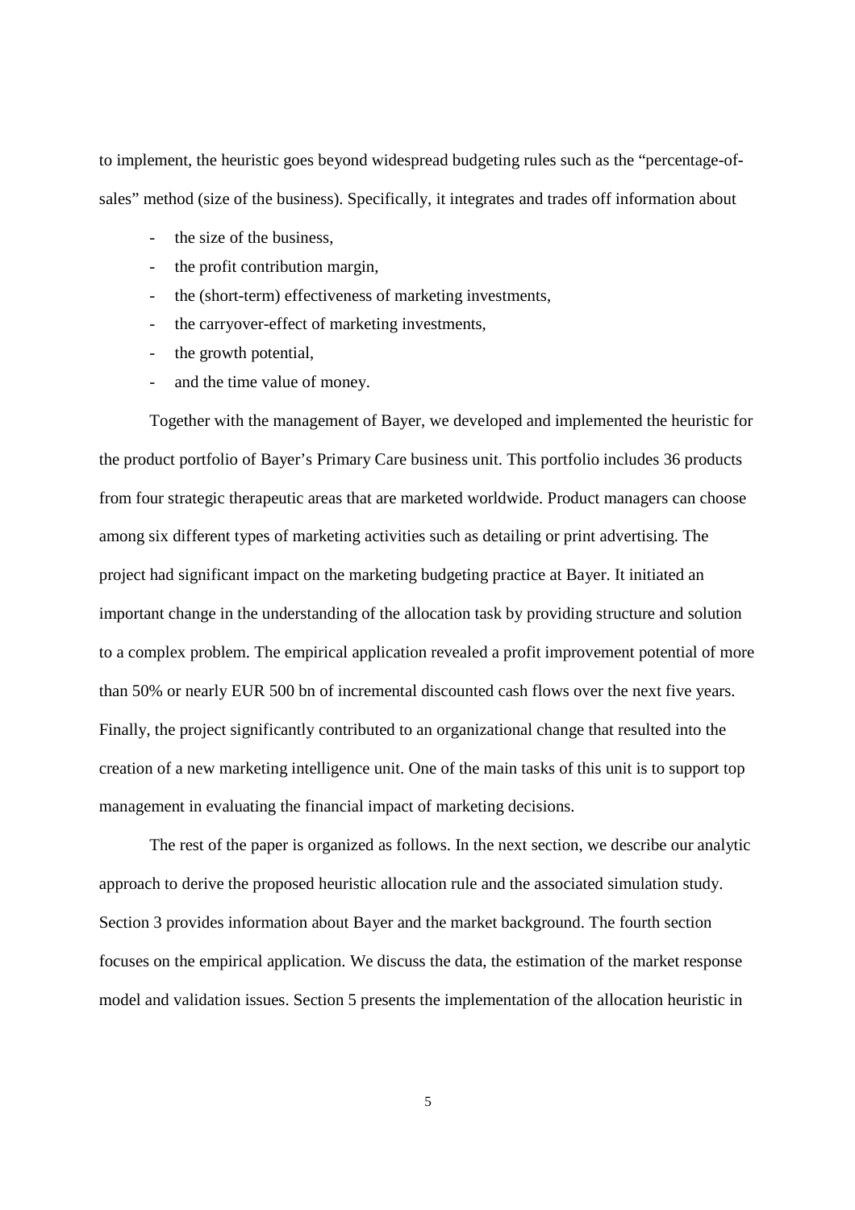to implement, the heuristic goes beyond widespread budgeting rules such as the "percentage-of-sales" method (size of the business). Specifically, it integrates and trades off information about

- the size of the business,
- the profit contribution margin,
- the (short-term) effectiveness of marketing investments,
- the carryover-effect of marketing investments,
- the growth potential,
- and the time value of money.

Together with the management of Bayer, we developed and implemented the heuristic for the product portfolio of Bayer's Primary Care business unit. This portfolio includes 36 products from four strategic therapeutic areas that are marketed worldwide. Product managers can choose among six different types of marketing activities such as detailing or print advertising. The project had significant impact on the marketing budgeting practice at Bayer. It initiated an important change in the understanding of the allocation task by providing structure and solution to a complex problem. The empirical application revealed a profit improvement potential of more than 50% or nearly EUR 500 bn of incremental discounted cash flows over the next five years. Finally, the project significantly contributed to an organizational change that resulted into the creation of a new marketing intelligence unit. One of the main tasks of this unit is to support top management in evaluating the financial impact of marketing decisions.

The rest of the paper is organized as follows. In the next section, we describe our analytic approach to derive the proposed heuristic allocation rule and the associated simulation study. Section 3 provides information about Bayer and the market background. The fourth section focuses on the empirical application. We discuss the data, the estimation of the market response model and validation issues. Section 5 presents the implementation of the allocation heuristic in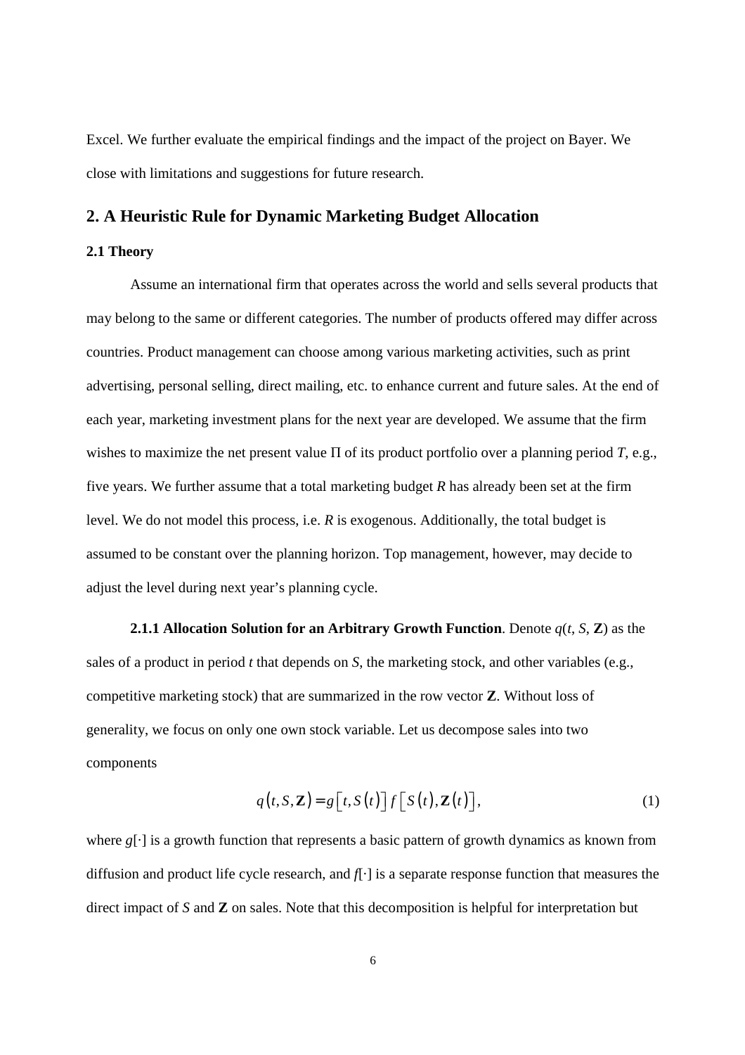Excel. We further evaluate the empirical findings and the impact of the project on Bayer. We close with limitations and suggestions for future research.

## 2. A Heuristic Rule for Dynamic Marketing Budget Allocation

### 2.1 Theory

Assume an international firm that operates across the world and sells several products that may belong to the same or different categories. The number of products offered may differ across countries. Product management can choose among various marketing activities, such as print advertising, personal selling, direct mailing, etc. to enhance current and future sales. At the end of each year, marketing investment plans for the next year are developed. We assume that the firm wishes to maximize the net present value $\Pi$ of its product portfolio over a planning period $T$, e.g., five years. We further assume that a total marketing budget $R$ has already been set at the firm level. We do not model this process, i.e. $R$ is exogenous. Additionally, the total budget is assumed to be constant over the planning horizon. Top management, however, may decide to adjust the level during next year's planning cycle.

**2.1.1 Allocation Solution for an Arbitrary Growth Function**. Denote $q(t, S, \mathbf{Z})$ as the sales of a product in period $t$ that depends on $S$, the marketing stock, and other variables (e.g., competitive marketing stock) that are summarized in the row vector $\mathbf{Z}$. Without loss of generality, we focus on only one own stock variable. Let us decompose sales into two components

$$q(t, S, \mathbf{Z}) = g\left[t, S(t)\right] f\left[S(t), \mathbf{Z}(t)\right], \tag{1}$$

where $g[\cdot]$ is a growth function that represents a basic pattern of growth dynamics as known from diffusion and product life cycle research, and $f[\cdot]$ is a separate response function that measures the direct impact of $S$ and $\mathbf{Z}$ on sales. Note that this decomposition is helpful for interpretation but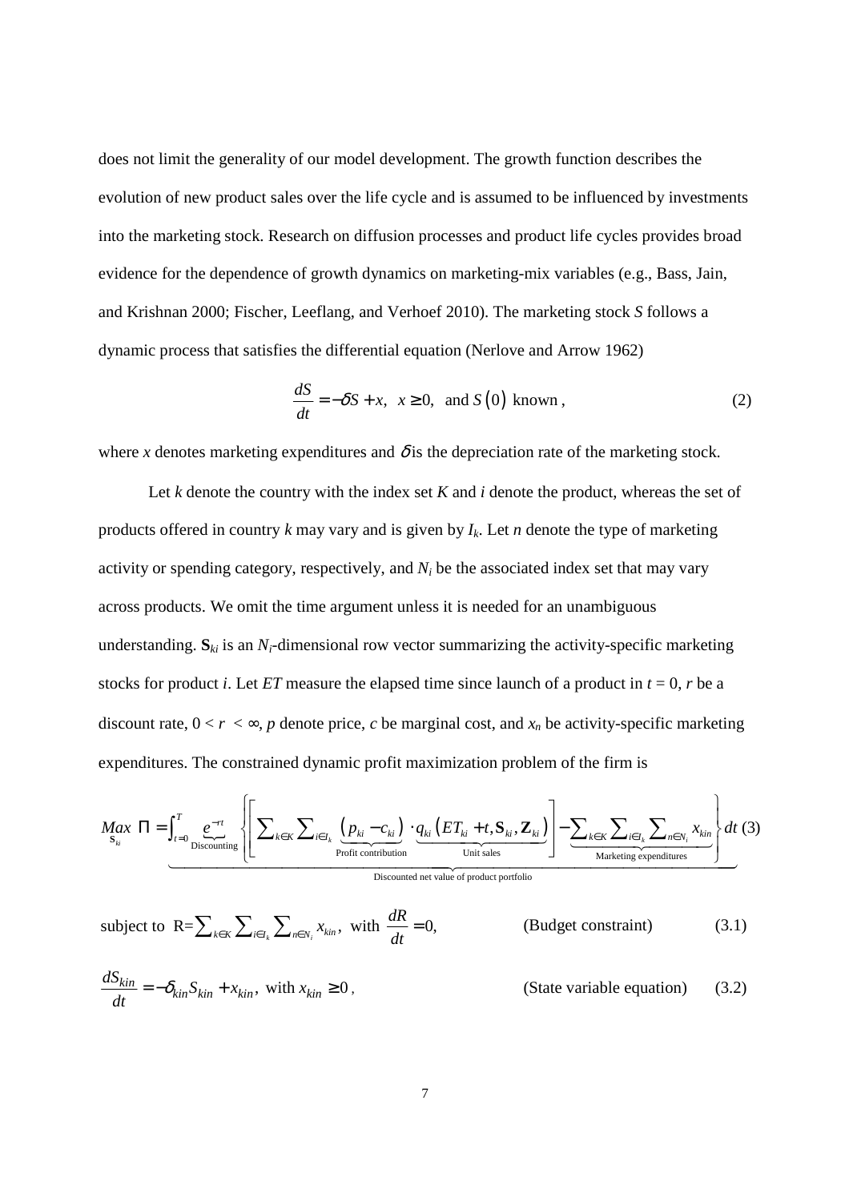does not limit the generality of our model development. The growth function describes the evolution of new product sales over the life cycle and is assumed to be influenced by investments into the marketing stock. Research on diffusion processes and product life cycles provides broad evidence for the dependence of growth dynamics on marketing-mix variables (e.g., Bass, Jain, and Krishnan 2000; Fischer, Leeflang, and Verhoef 2010). The marketing stock *S* follows a dynamic process that satisfies the differential equation (Nerlove and Arrow 1962)

$$\frac{dS}{dt} = -\delta S + x, \;\; x \geq 0, \;\; \text{and } S(0) \text{ known}, \tag{2}$$

where $x$ denotes marketing expenditures and $\delta$ is the depreciation rate of the marketing stock.

Let $k$ denote the country with the index set $K$ and $i$ denote the product, whereas the set of products offered in country $k$ may vary and is given by $I_k$. Let $n$ denote the type of marketing activity or spending category, respectively, and $N_i$ be the associated index set that may vary across products. We omit the time argument unless it is needed for an unambiguous understanding. $\mathbf{S}_{ki}$ is an $N_i$-dimensional row vector summarizing the activity-specific marketing stocks for product $i$. Let $ET$ measure the elapsed time since launch of a product in $t = 0$, $r$ be a discount rate, $0 < r < \infty$, $p$ denote price, $c$ be marginal cost, and $x_n$ be activity-specific marketing expenditures. The constrained dynamic profit maximization problem of the firm is

$$\underset{\mathbf{S}_{ki}}{Max} \;\; \Pi = \underbrace{\int_{t=0}^{T} \underbrace{e^{-rt}}_{\text{Discounting}} \left\{ \left[ \sum_{k \in K} \sum_{i \in I_k} \underbrace{(p_{ki} - c_{ki})}_{\text{Profit contribution}} \cdot \underbrace{q_{ki}\left(ET_{ki} + t, \mathbf{S}_{ki}, \mathbf{Z}_{ki}\right)}_{\text{Unit sales}} \right] - \underbrace{\sum_{k \in K} \sum_{i \in I_k} \sum_{n \in N_i} x_{kin}}_{\text{Marketing expenditures}} \right\} dt}_{\text{Discounted net value of product portfolio}} \tag{3}$$

$$\text{subject to } \; R = \sum_{k \in K} \sum_{i \in I_k} \sum_{n \in N_i} x_{kin}, \;\; \text{with } \frac{dR}{dt} = 0, \qquad \text{(Budget constraint)} \tag{3.1}$$

$$\frac{dS_{kin}}{dt} = -\delta_{kin} S_{kin} + x_{kin}, \;\; \text{with } x_{kin} \geq 0, \qquad \text{(State variable equation)} \tag{3.2}$$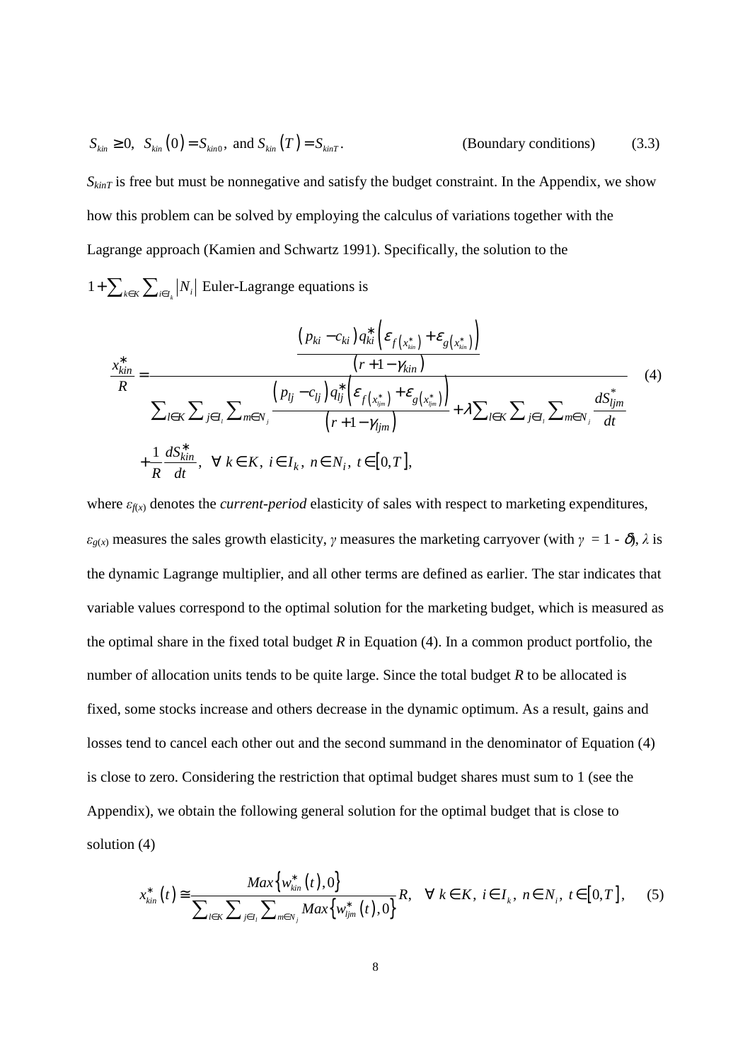$$S_{kin} \geq 0, \;\; S_{kin}(0) = S_{kin0}, \text{ and } S_{kin}(T) = S_{kinT}. \qquad \text{(Boundary conditions)} \qquad (3.3)$$

$S_{kinT}$ is free but must be nonnegative and satisfy the budget constraint. In the Appendix, we show how this problem can be solved by employing the calculus of variations together with the Lagrange approach (Kamien and Schwartz 1991). Specifically, the solution to the $1 + \sum_{k \in K} \sum_{i \in I_k} |N_i|$ Euler-Lagrange equations is

$$\frac{x^*_{kin}}{R} = \frac{\dfrac{(p_{ki} - c_{ki}) q^*_{ki} \left( \varepsilon_{f(x^*_{kin})} + \varepsilon_{g(x^*_{kin})} \right)}{(r + 1 - \gamma_{kin})}}{\sum_{l \in K} \sum_{j \in I_l} \sum_{m \in N_j} \dfrac{(p_{lj} - c_{lj}) q^*_{lj} \left( \varepsilon_{f(x^*_{ljm})} + \varepsilon_{g(x^*_{ljm})} \right)}{(r + 1 - \gamma_{ljm})} + \lambda \sum_{l \in K} \sum_{j \in I_l} \sum_{m \in N_j} \dfrac{dS^*_{ljm}}{dt}} + \frac{1}{R} \frac{dS^*_{kin}}{dt}, \;\; \forall \; k \in K, \; i \in I_k, \; n \in N_i, \; t \in [0, T], \qquad (4)$$

where $\varepsilon_{f(x)}$ denotes the *current-period* elasticity of sales with respect to marketing expenditures, $\varepsilon_{g(x)}$ measures the sales growth elasticity, $\gamma$ measures the marketing carryover (with $\gamma = 1 - \delta$), $\lambda$ is the dynamic Lagrange multiplier, and all other terms are defined as earlier. The star indicates that variable values correspond to the optimal solution for the marketing budget, which is measured as the optimal share in the fixed total budget $R$ in Equation (4). In a common product portfolio, the number of allocation units tends to be quite large. Since the total budget $R$ to be allocated is fixed, some stocks increase and others decrease in the dynamic optimum. As a result, gains and losses tend to cancel each other out and the second summand in the denominator of Equation (4) is close to zero. Considering the restriction that optimal budget shares must sum to 1 (see the Appendix), we obtain the following general solution for the optimal budget that is close to solution (4)

$$x^*_{kin}(t) \cong \frac{Max\left\{ w^*_{kin}(t), 0 \right\}}{\sum_{l \in K} \sum_{j \in I_l} \sum_{m \in N_j} Max\left\{ w^*_{ljm}(t), 0 \right\}} R, \quad \forall \; k \in K, \; i \in I_k, \; n \in N_i, \; t \in [0, T], \qquad (5)$$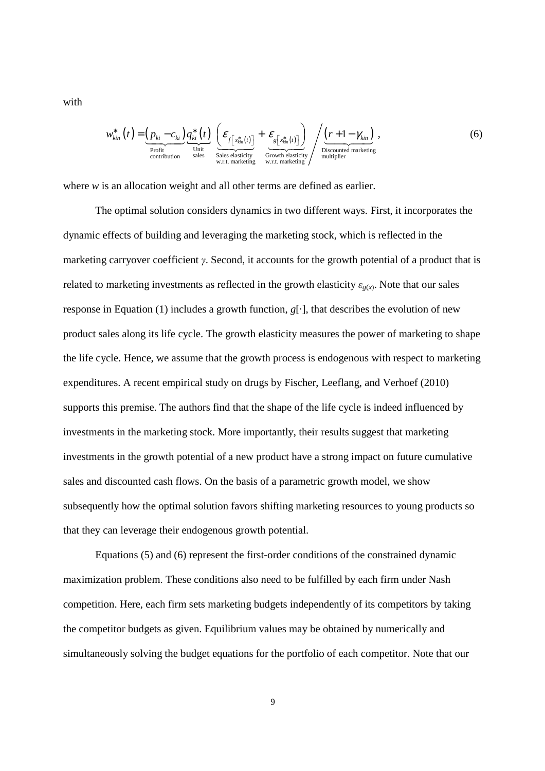with

$$w_{kin}^{*}(t) = \underbrace{\left(p_{ki} - c_{ki}\right)}_{\substack{\text{Profit} \\ \text{contribution}}} \underbrace{q_{ki}^{*}(t)}_{\substack{\text{Unit} \\ \text{sales}}} \left( \underbrace{\varepsilon_{f\left[x_{kin}^{*}(t)\right]}}_{\substack{\text{Sales elasticity} \\ \text{w.r.t. marketing}}} + \underbrace{\varepsilon_{g\left[x_{kin}^{*}(t)\right]}}_{\substack{\text{Growth elasticity} \\ \text{w.r.t. marketing}}} \right) \Bigg/ \underbrace{\left(r + 1 - \gamma_{kin}\right)}_{\substack{\text{Discounted marketing} \\ \text{multiplier}}}, \tag{6}$$

where $w$ is an allocation weight and all other terms are defined as earlier.

The optimal solution considers dynamics in two different ways. First, it incorporates the dynamic effects of building and leveraging the marketing stock, which is reflected in the marketing carryover coefficient $\gamma$. Second, it accounts for the growth potential of a product that is related to marketing investments as reflected in the growth elasticity $\varepsilon_{g(x)}$. Note that our sales response in Equation (1) includes a growth function, $g[\cdot]$, that describes the evolution of new product sales along its life cycle. The growth elasticity measures the power of marketing to shape the life cycle. Hence, we assume that the growth process is endogenous with respect to marketing expenditures. A recent empirical study on drugs by Fischer, Leeflang, and Verhoef (2010) supports this premise. The authors find that the shape of the life cycle is indeed influenced by investments in the marketing stock. More importantly, their results suggest that marketing investments in the growth potential of a new product have a strong impact on future cumulative sales and discounted cash flows. On the basis of a parametric growth model, we show subsequently how the optimal solution favors shifting marketing resources to young products so that they can leverage their endogenous growth potential.

Equations (5) and (6) represent the first-order conditions of the constrained dynamic maximization problem. These conditions also need to be fulfilled by each firm under Nash competition. Here, each firm sets marketing budgets independently of its competitors by taking the competitor budgets as given. Equilibrium values may be obtained by numerically and simultaneously solving the budget equations for the portfolio of each competitor. Note that our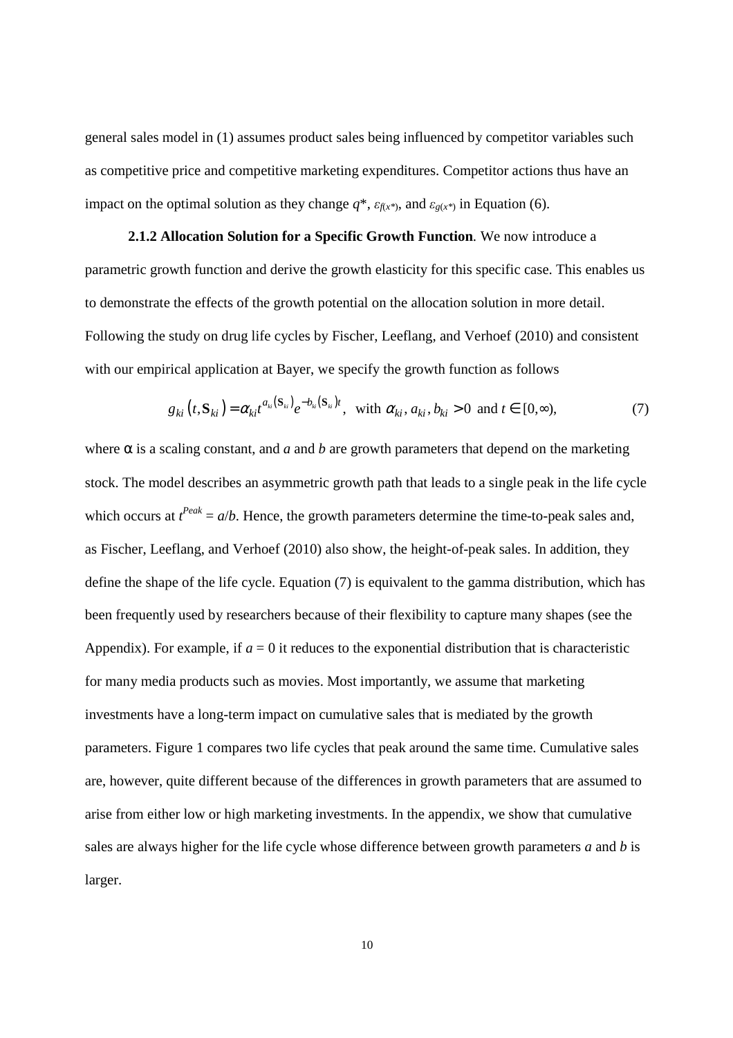general sales model in (1) assumes product sales being influenced by competitor variables such as competitive price and competitive marketing expenditures. Competitor actions thus have an impact on the optimal solution as they change $q^*$, $\varepsilon_{f(x^*)}$, and $\varepsilon_{g(x^*)}$ in Equation (6).

**2.1.2 Allocation Solution for a Specific Growth Function**. We now introduce a parametric growth function and derive the growth elasticity for this specific case. This enables us to demonstrate the effects of the growth potential on the allocation solution in more detail. Following the study on drug life cycles by Fischer, Leeflang, and Verhoef (2010) and consistent with our empirical application at Bayer, we specify the growth function as follows

$$g_{ki}\left(t, \mathbf{S}_{ki}\right) = \alpha_{ki} t^{a_{ki}\left(\mathbf{S}_{ki}\right)} e^{-b_{ki}\left(\mathbf{S}_{ki}\right)t}, \text{ with } \alpha_{ki}, a_{ki}, b_{ki} > 0 \text{ and } t \in [0, \infty), \tag{7}$$

where $\alpha$ is a scaling constant, and *a* and *b* are growth parameters that depend on the marketing stock. The model describes an asymmetric growth path that leads to a single peak in the life cycle which occurs at $t^{Peak} = a/b$. Hence, the growth parameters determine the time-to-peak sales and, as Fischer, Leeflang, and Verhoef (2010) also show, the height-of-peak sales. In addition, they define the shape of the life cycle. Equation (7) is equivalent to the gamma distribution, which has been frequently used by researchers because of their flexibility to capture many shapes (see the Appendix). For example, if $a = 0$ it reduces to the exponential distribution that is characteristic for many media products such as movies. Most importantly, we assume that marketing investments have a long-term impact on cumulative sales that is mediated by the growth parameters. Figure 1 compares two life cycles that peak around the same time. Cumulative sales are, however, quite different because of the differences in growth parameters that are assumed to arise from either low or high marketing investments. In the appendix, we show that cumulative sales are always higher for the life cycle whose difference between growth parameters *a* and *b* is larger.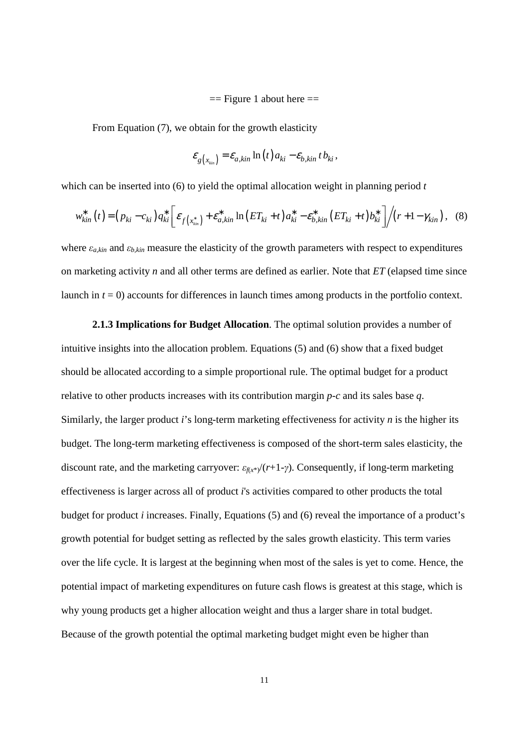== Figure 1 about here ==

From Equation (7), we obtain for the growth elasticity

$$\varepsilon_{g\left(x_{kin}\right)} = \varepsilon_{a,kin} \ln\left(t\right) a_{ki} - \varepsilon_{b,kin}\, t\, b_{ki} ,$$

which can be inserted into (6) to yield the optimal allocation weight in planning period $t$

$$w_{kin}^{*}\left(t\right) = \left(p_{ki} - c_{ki}\right) q_{ki}^{*} \left[ \varepsilon_{f\left(x_{kin}^{*}\right)} + \varepsilon_{a,kin}^{*} \ln\left(ET_{ki} + t\right) a_{ki}^{*} - \varepsilon_{b,kin}^{*} \left(ET_{ki} + t\right) b_{ki}^{*} \right] \Big/ \left(r + 1 - \gamma_{kin}\right), \quad (8)$$

where $\varepsilon_{a,kin}$ and $\varepsilon_{b,kin}$ measure the elasticity of the growth parameters with respect to expenditures on marketing activity $n$ and all other terms are defined as earlier. Note that $ET$ (elapsed time since launch in $t = 0$) accounts for differences in launch times among products in the portfolio context.

**2.1.3 Implications for Budget Allocation**. The optimal solution provides a number of intuitive insights into the allocation problem. Equations (5) and (6) show that a fixed budget should be allocated according to a simple proportional rule. The optimal budget for a product relative to other products increases with its contribution margin $p$-$c$ and its sales base $q$. Similarly, the larger product $i$'s long-term marketing effectiveness for activity $n$ is the higher its budget. The long-term marketing effectiveness is composed of the short-term sales elasticity, the discount rate, and the marketing carryover: $\varepsilon_{f(x^*)}/(r+1-\gamma)$. Consequently, if long-term marketing effectiveness is larger across all of product $i$'s activities compared to other products the total budget for product $i$ increases. Finally, Equations (5) and (6) reveal the importance of a product's growth potential for budget setting as reflected by the sales growth elasticity. This term varies over the life cycle. It is largest at the beginning when most of the sales is yet to come. Hence, the potential impact of marketing expenditures on future cash flows is greatest at this stage, which is why young products get a higher allocation weight and thus a larger share in total budget. Because of the growth potential the optimal marketing budget might even be higher than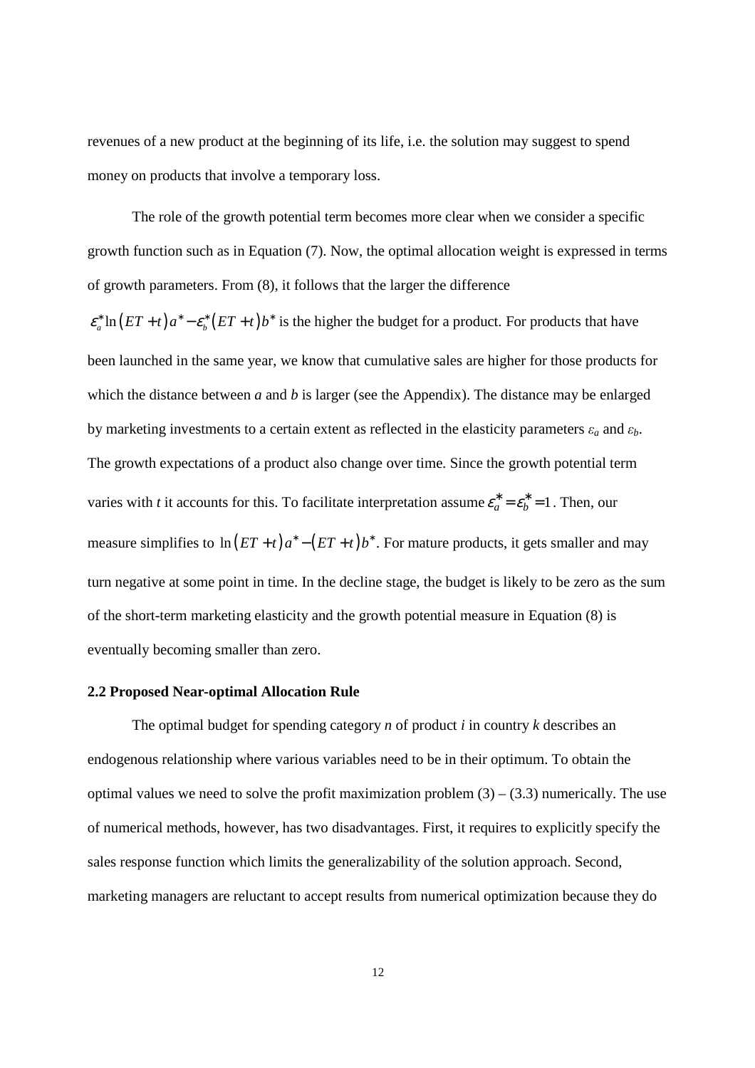revenues of a new product at the beginning of its life, i.e. the solution may suggest to spend money on products that involve a temporary loss.

The role of the growth potential term becomes more clear when we consider a specific growth function such as in Equation (7). Now, the optimal allocation weight is expressed in terms of growth parameters. From (8), it follows that the larger the difference $\varepsilon_a^* \ln(ET+t)a^* - \varepsilon_b^*(ET+t)b^*$ is the higher the budget for a product. For products that have been launched in the same year, we know that cumulative sales are higher for those products for which the distance between *a* and *b* is larger (see the Appendix). The distance may be enlarged by marketing investments to a certain extent as reflected in the elasticity parameters $\varepsilon_a$ and $\varepsilon_b$. The growth expectations of a product also change over time. Since the growth potential term varies with *t* it accounts for this. To facilitate interpretation assume $\varepsilon_a^* = \varepsilon_b^* = 1$. Then, our measure simplifies to $\ln(ET+t)a^* - (ET+t)b^*$. For mature products, it gets smaller and may turn negative at some point in time. In the decline stage, the budget is likely to be zero as the sum of the short-term marketing elasticity and the growth potential measure in Equation (8) is eventually becoming smaller than zero.

### 2.2 Proposed Near-optimal Allocation Rule

The optimal budget for spending category *n* of product *i* in country *k* describes an endogenous relationship where various variables need to be in their optimum. To obtain the optimal values we need to solve the profit maximization problem (3) – (3.3) numerically. The use of numerical methods, however, has two disadvantages. First, it requires to explicitly specify the sales response function which limits the generalizability of the solution approach. Second, marketing managers are reluctant to accept results from numerical optimization because they do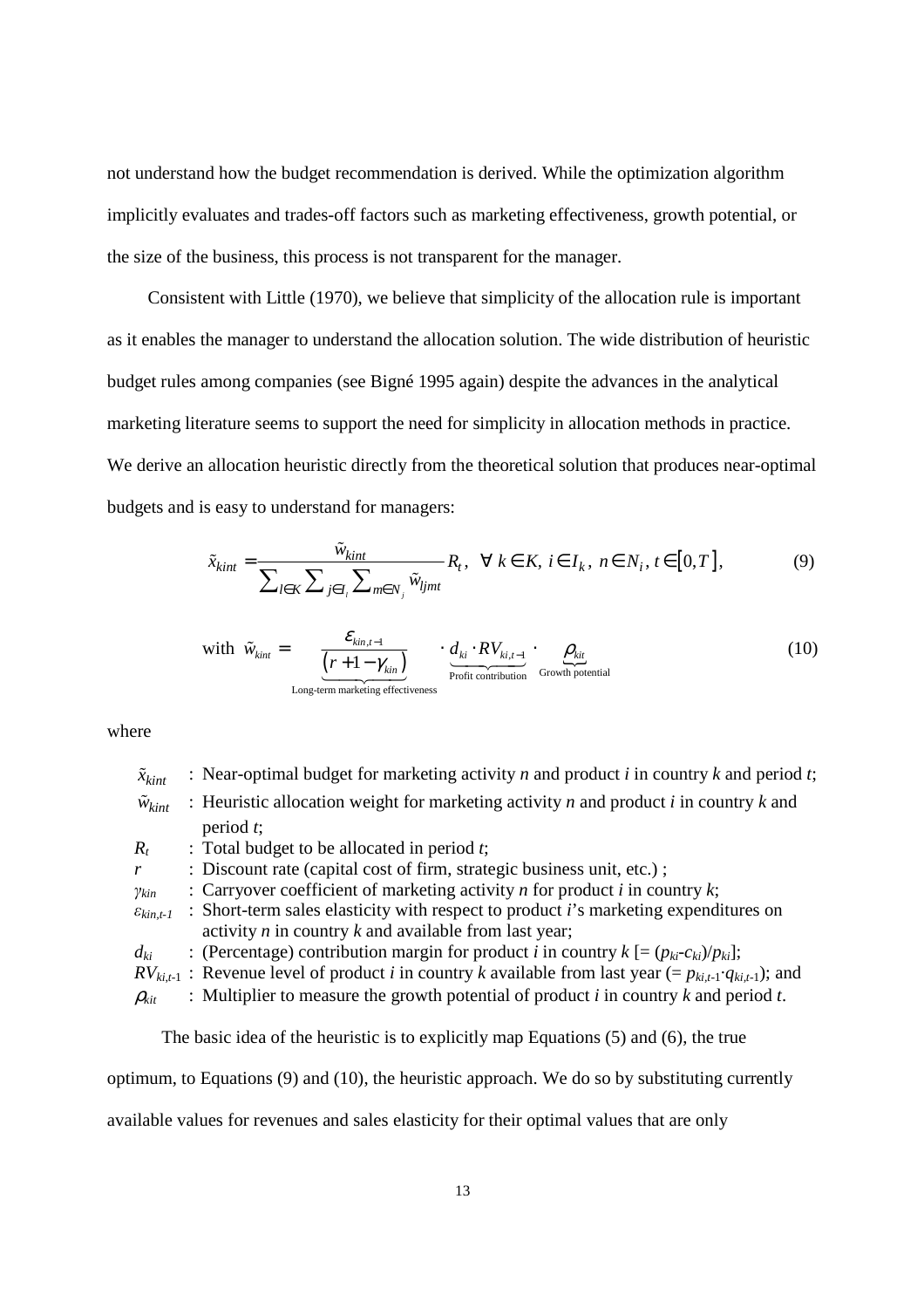not understand how the budget recommendation is derived. While the optimization algorithm implicitly evaluates and trades-off factors such as marketing effectiveness, growth potential, or the size of the business, this process is not transparent for the manager.

Consistent with Little (1970), we believe that simplicity of the allocation rule is important as it enables the manager to understand the allocation solution. The wide distribution of heuristic budget rules among companies (see Bigné 1995 again) despite the advances in the analytical marketing literature seems to support the need for simplicity in allocation methods in practice. We derive an allocation heuristic directly from the theoretical solution that produces near-optimal budgets and is easy to understand for managers:

$$\tilde{x}_{kint} = \frac{\tilde{w}_{kint}}{\sum_{l \in K} \sum_{j \in I_l} \sum_{m \in N_j} \tilde{w}_{ljmt}} R_t, \quad \forall\ k \in K,\ i \in I_k,\ n \in N_i,\ t \in [0, T], \tag{9}$$

$$\text{with } \tilde{w}_{kint} = \underbrace{\frac{\varepsilon_{kin,t-1}}{(r + 1 - \gamma_{kin})}}_{\text{Long-term marketing effectiveness}} \cdot \underbrace{d_{ki} \cdot RV_{ki,t-1}}_{\text{Profit contribution}} \cdot \underbrace{\rho_{kit}}_{\text{Growth potential}} \tag{10}$$

where

- $\tilde{x}_{kint}$ : Near-optimal budget for marketing activity $n$ and product $i$ in country $k$ and period $t$;
- $\tilde{w}_{kint}$ : Heuristic allocation weight for marketing activity $n$ and product $i$ in country $k$ and period $t$;
- $R_t$ : Total budget to be allocated in period $t$;
- $r$ : Discount rate (capital cost of firm, strategic business unit, etc.) ;
- $\gamma_{kin}$ : Carryover coefficient of marketing activity $n$ for product $i$ in country $k$;
- $\varepsilon_{kin,t-1}$ : Short-term sales elasticity with respect to product $i$'s marketing expenditures on activity $n$ in country $k$ and available from last year;
- $d_{ki}$ : (Percentage) contribution margin for product $i$ in country $k$ [= $(p_{ki}$-$c_{ki})/p_{ki}$];
- $RV_{ki,t-1}$ : Revenue level of product $i$ in country $k$ available from last year (= $p_{ki,t-1} \cdot q_{ki,t-1}$); and
- $\rho_{kit}$ : Multiplier to measure the growth potential of product $i$ in country $k$ and period $t$.

The basic idea of the heuristic is to explicitly map Equations (5) and (6), the true optimum, to Equations (9) and (10), the heuristic approach. We do so by substituting currently available values for revenues and sales elasticity for their optimal values that are only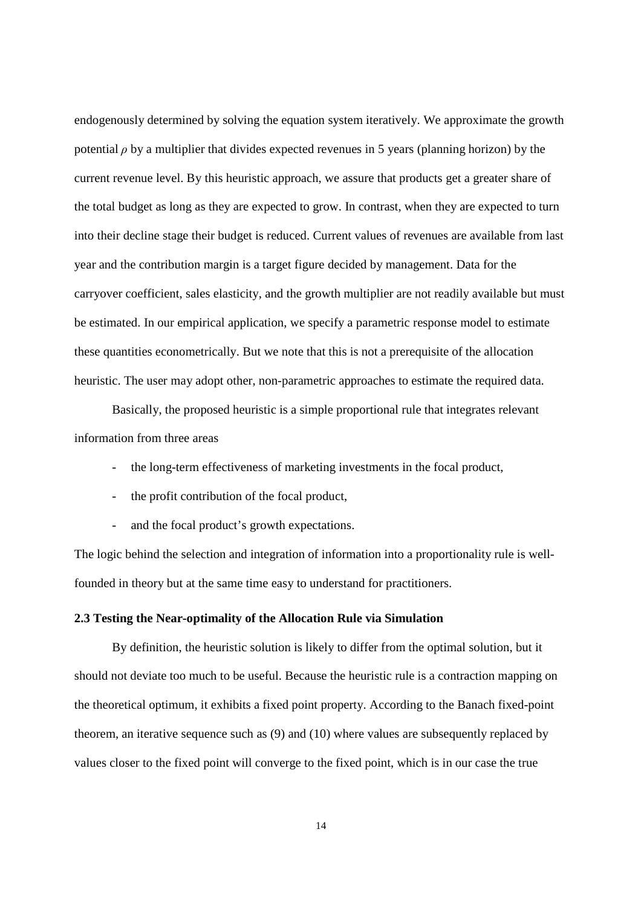endogenously determined by solving the equation system iteratively. We approximate the growth potential $\rho$ by a multiplier that divides expected revenues in 5 years (planning horizon) by the current revenue level. By this heuristic approach, we assure that products get a greater share of the total budget as long as they are expected to grow. In contrast, when they are expected to turn into their decline stage their budget is reduced. Current values of revenues are available from last year and the contribution margin is a target figure decided by management. Data for the carryover coefficient, sales elasticity, and the growth multiplier are not readily available but must be estimated. In our empirical application, we specify a parametric response model to estimate these quantities econometrically. But we note that this is not a prerequisite of the allocation heuristic. The user may adopt other, non-parametric approaches to estimate the required data.

Basically, the proposed heuristic is a simple proportional rule that integrates relevant information from three areas

- the long-term effectiveness of marketing investments in the focal product,
- the profit contribution of the focal product,
- and the focal product's growth expectations.

The logic behind the selection and integration of information into a proportionality rule is well-founded in theory but at the same time easy to understand for practitioners.

### 2.3 Testing the Near-optimality of the Allocation Rule via Simulation

By definition, the heuristic solution is likely to differ from the optimal solution, but it should not deviate too much to be useful. Because the heuristic rule is a contraction mapping on the theoretical optimum, it exhibits a fixed point property. According to the Banach fixed-point theorem, an iterative sequence such as (9) and (10) where values are subsequently replaced by values closer to the fixed point will converge to the fixed point, which is in our case the true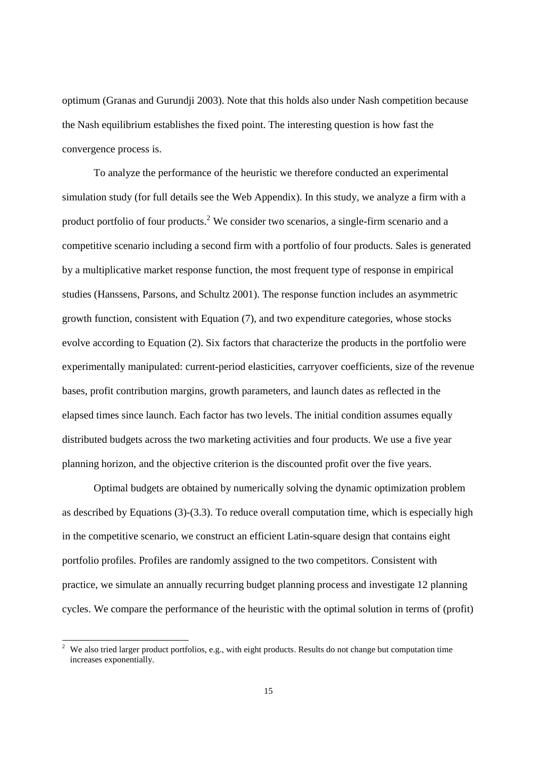optimum (Granas and Gurundji 2003). Note that this holds also under Nash competition because the Nash equilibrium establishes the fixed point. The interesting question is how fast the convergence process is.

To analyze the performance of the heuristic we therefore conducted an experimental simulation study (for full details see the Web Appendix). In this study, we analyze a firm with a product portfolio of four products.[2] We consider two scenarios, a single-firm scenario and a competitive scenario including a second firm with a portfolio of four products. Sales is generated by a multiplicative market response function, the most frequent type of response in empirical studies (Hanssens, Parsons, and Schultz 2001). The response function includes an asymmetric growth function, consistent with Equation (7), and two expenditure categories, whose stocks evolve according to Equation (2). Six factors that characterize the products in the portfolio were experimentally manipulated: current-period elasticities, carryover coefficients, size of the revenue bases, profit contribution margins, growth parameters, and launch dates as reflected in the elapsed times since launch. Each factor has two levels. The initial condition assumes equally distributed budgets across the two marketing activities and four products. We use a five year planning horizon, and the objective criterion is the discounted profit over the five years.

Optimal budgets are obtained by numerically solving the dynamic optimization problem as described by Equations (3)-(3.3). To reduce overall computation time, which is especially high in the competitive scenario, we construct an efficient Latin-square design that contains eight portfolio profiles. Profiles are randomly assigned to the two competitors. Consistent with practice, we simulate an annually recurring budget planning process and investigate 12 planning cycles. We compare the performance of the heuristic with the optimal solution in terms of (profit)

---

[2] We also tried larger product portfolios, e.g., with eight products. Results do not change but computation time increases exponentially.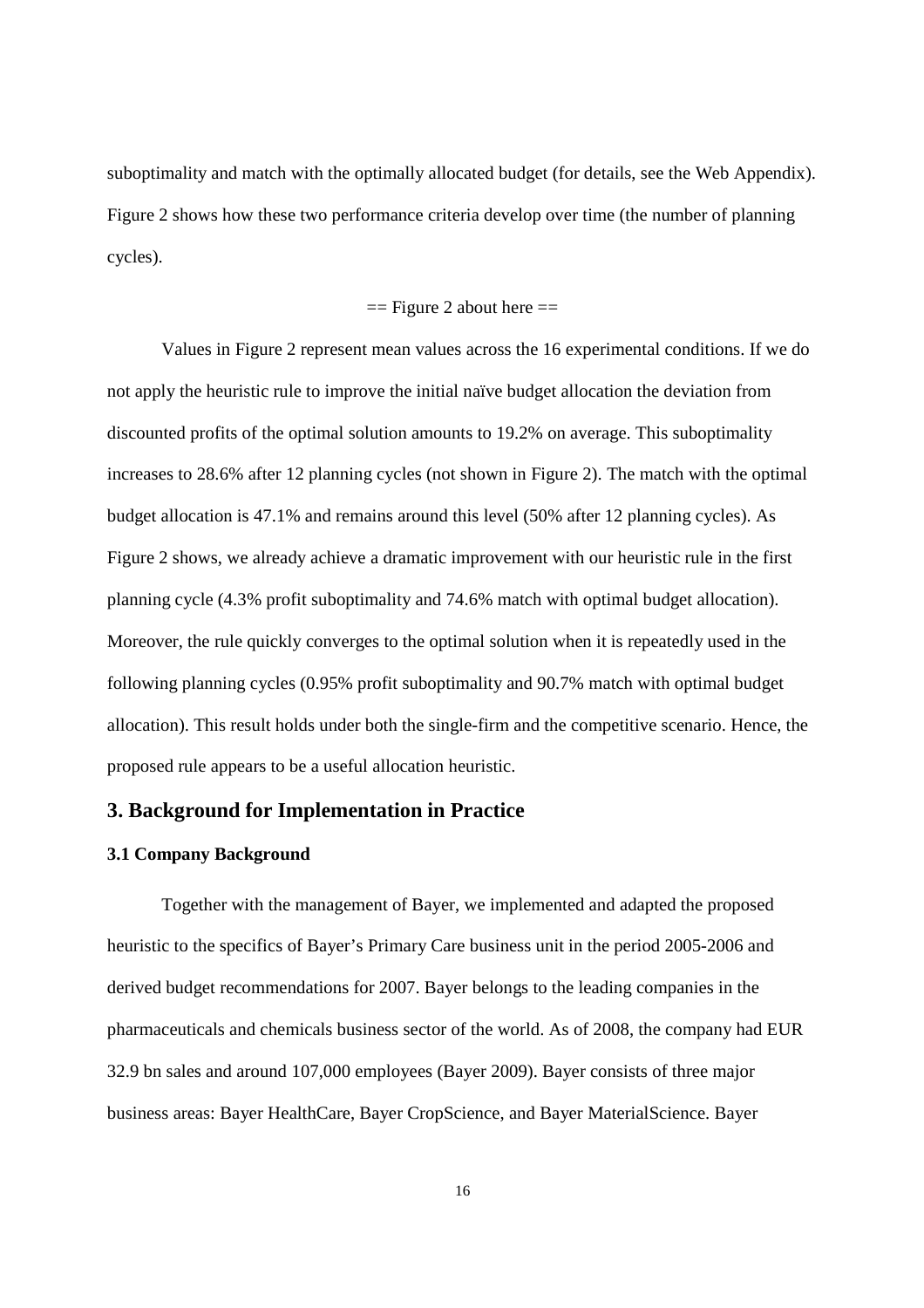suboptimality and match with the optimally allocated budget (for details, see the Web Appendix). Figure 2 shows how these two performance criteria develop over time (the number of planning cycles).

== Figure 2 about here ==

Values in Figure 2 represent mean values across the 16 experimental conditions. If we do not apply the heuristic rule to improve the initial naïve budget allocation the deviation from discounted profits of the optimal solution amounts to 19.2% on average. This suboptimality increases to 28.6% after 12 planning cycles (not shown in Figure 2). The match with the optimal budget allocation is 47.1% and remains around this level (50% after 12 planning cycles). As Figure 2 shows, we already achieve a dramatic improvement with our heuristic rule in the first planning cycle (4.3% profit suboptimality and 74.6% match with optimal budget allocation). Moreover, the rule quickly converges to the optimal solution when it is repeatedly used in the following planning cycles (0.95% profit suboptimality and 90.7% match with optimal budget allocation). This result holds under both the single-firm and the competitive scenario. Hence, the proposed rule appears to be a useful allocation heuristic.

## 3. Background for Implementation in Practice

### 3.1 Company Background

Together with the management of Bayer, we implemented and adapted the proposed heuristic to the specifics of Bayer's Primary Care business unit in the period 2005-2006 and derived budget recommendations for 2007. Bayer belongs to the leading companies in the pharmaceuticals and chemicals business sector of the world. As of 2008, the company had EUR 32.9 bn sales and around 107,000 employees (Bayer 2009). Bayer consists of three major business areas: Bayer HealthCare, Bayer CropScience, and Bayer MaterialScience. Bayer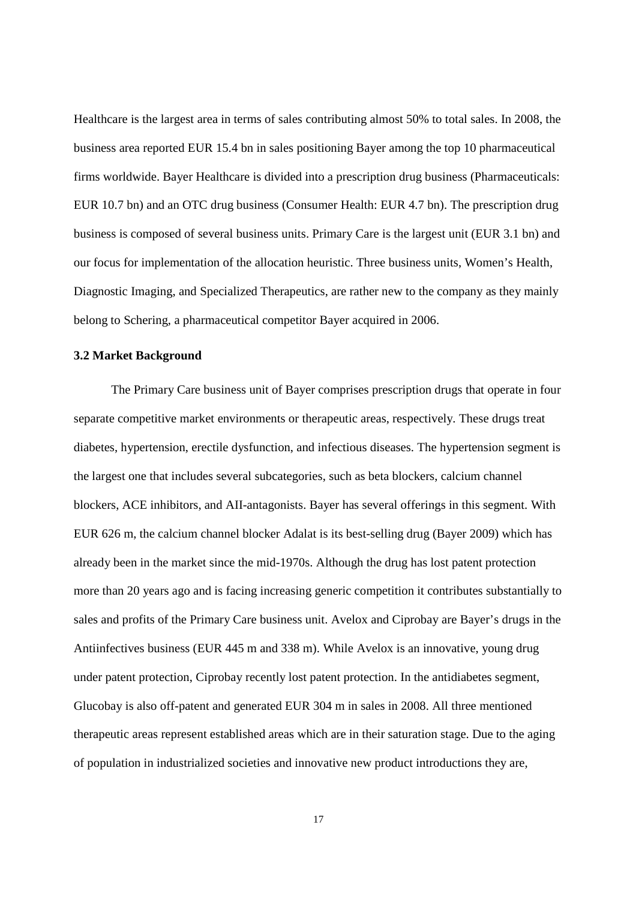Healthcare is the largest area in terms of sales contributing almost 50% to total sales. In 2008, the business area reported EUR 15.4 bn in sales positioning Bayer among the top 10 pharmaceutical firms worldwide. Bayer Healthcare is divided into a prescription drug business (Pharmaceuticals: EUR 10.7 bn) and an OTC drug business (Consumer Health: EUR 4.7 bn). The prescription drug business is composed of several business units. Primary Care is the largest unit (EUR 3.1 bn) and our focus for implementation of the allocation heuristic. Three business units, Women's Health, Diagnostic Imaging, and Specialized Therapeutics, are rather new to the company as they mainly belong to Schering, a pharmaceutical competitor Bayer acquired in 2006.

### 3.2 Market Background

The Primary Care business unit of Bayer comprises prescription drugs that operate in four separate competitive market environments or therapeutic areas, respectively. These drugs treat diabetes, hypertension, erectile dysfunction, and infectious diseases. The hypertension segment is the largest one that includes several subcategories, such as beta blockers, calcium channel blockers, ACE inhibitors, and AII-antagonists. Bayer has several offerings in this segment. With EUR 626 m, the calcium channel blocker Adalat is its best-selling drug (Bayer 2009) which has already been in the market since the mid-1970s. Although the drug has lost patent protection more than 20 years ago and is facing increasing generic competition it contributes substantially to sales and profits of the Primary Care business unit. Avelox and Ciprobay are Bayer's drugs in the Antiinfectives business (EUR 445 m and 338 m). While Avelox is an innovative, young drug under patent protection, Ciprobay recently lost patent protection. In the antidiabetes segment, Glucobay is also off-patent and generated EUR 304 m in sales in 2008. All three mentioned therapeutic areas represent established areas which are in their saturation stage. Due to the aging of population in industrialized societies and innovative new product introductions they are,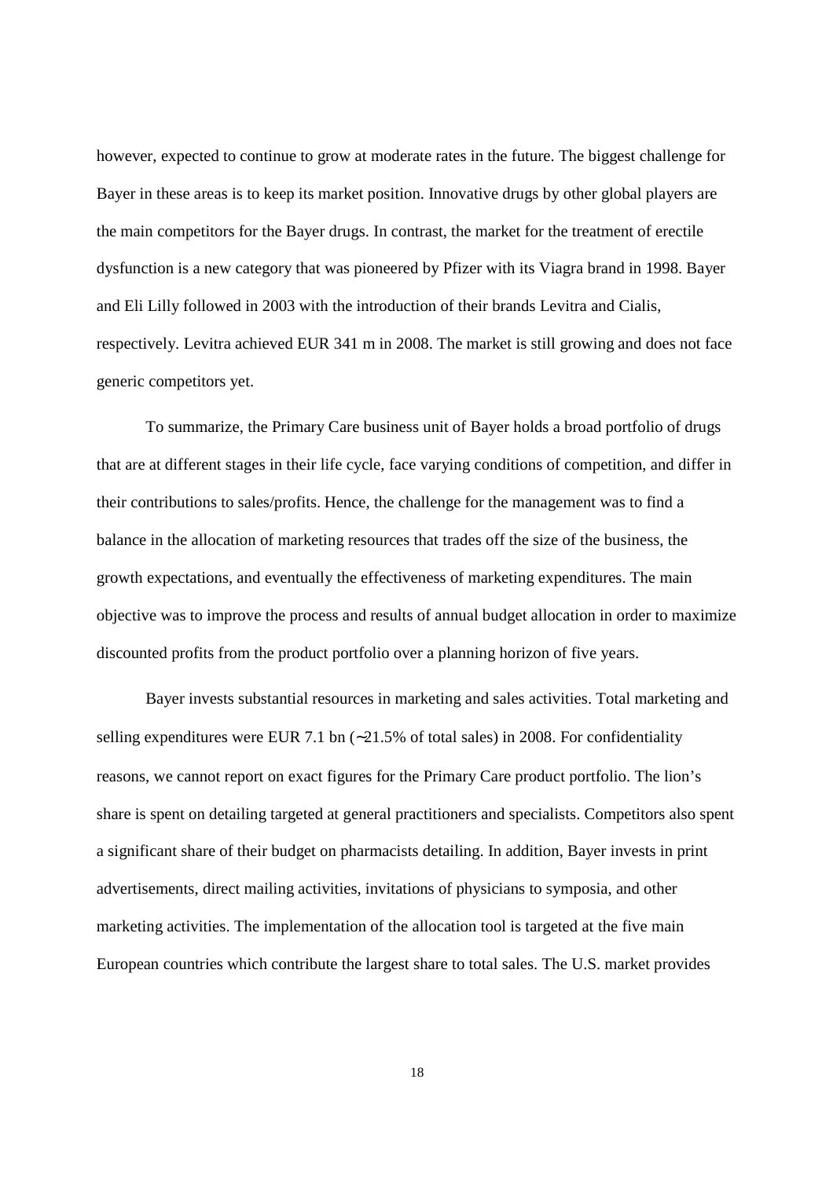however, expected to continue to grow at moderate rates in the future. The biggest challenge for Bayer in these areas is to keep its market position. Innovative drugs by other global players are the main competitors for the Bayer drugs. In contrast, the market for the treatment of erectile dysfunction is a new category that was pioneered by Pfizer with its Viagra brand in 1998. Bayer and Eli Lilly followed in 2003 with the introduction of their brands Levitra and Cialis, respectively. Levitra achieved EUR 341 m in 2008. The market is still growing and does not face generic competitors yet.

To summarize, the Primary Care business unit of Bayer holds a broad portfolio of drugs that are at different stages in their life cycle, face varying conditions of competition, and differ in their contributions to sales/profits. Hence, the challenge for the management was to find a balance in the allocation of marketing resources that trades off the size of the business, the growth expectations, and eventually the effectiveness of marketing expenditures. The main objective was to improve the process and results of annual budget allocation in order to maximize discounted profits from the product portfolio over a planning horizon of five years.

Bayer invests substantial resources in marketing and selling activities. Total marketing and selling expenditures were EUR 7.1 bn (~21.5% of total sales) in 2008. For confidentiality reasons, we cannot report on exact figures for the Primary Care product portfolio. The lion's share is spent on detailing targeted at general practitioners and specialists. Competitors also spent a significant share of their budget on pharmacists detailing. In addition, Bayer invests in print advertisements, direct mailing activities, invitations of physicians to symposia, and other marketing activities. The implementation of the allocation tool is targeted at the five main European countries which contribute the largest share to total sales. The U.S. market provides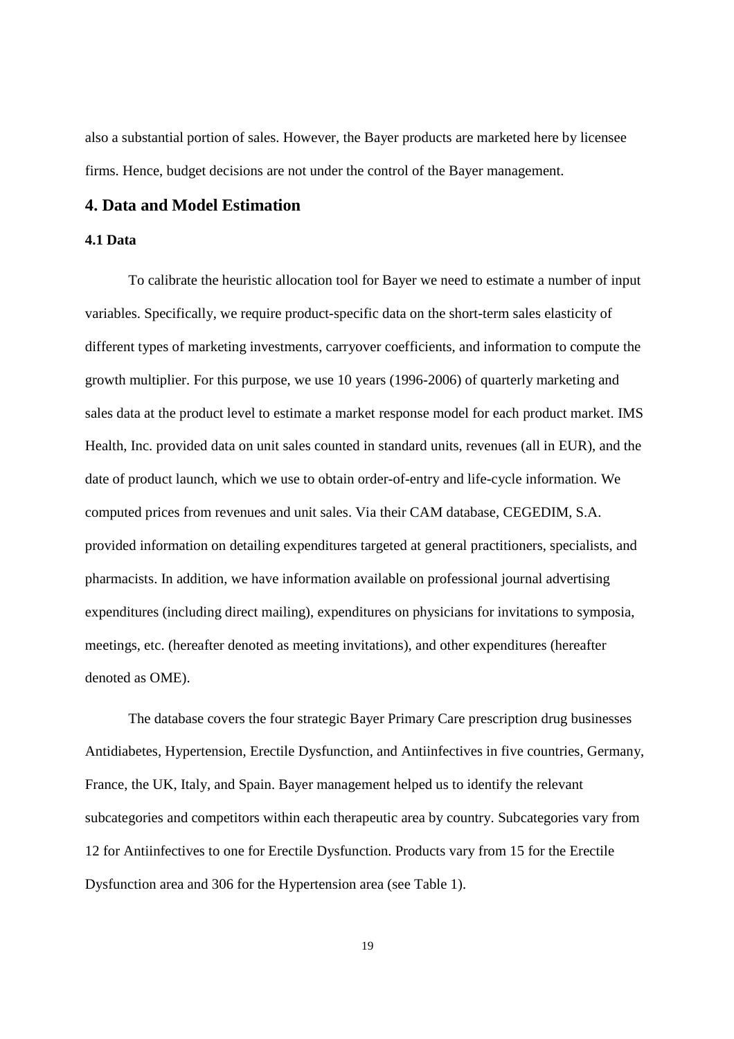also a substantial portion of sales. However, the Bayer products are marketed here by licensee firms. Hence, budget decisions are not under the control of the Bayer management.

## 4. Data and Model Estimation

### 4.1 Data

To calibrate the heuristic allocation tool for Bayer we need to estimate a number of input variables. Specifically, we require product-specific data on the short-term sales elasticity of different types of marketing investments, carryover coefficients, and information to compute the growth multiplier. For this purpose, we use 10 years (1996-2006) of quarterly marketing and sales data at the product level to estimate a market response model for each product market. IMS Health, Inc. provided data on unit sales counted in standard units, revenues (all in EUR), and the date of product launch, which we use to obtain order-of-entry and life-cycle information. We computed prices from revenues and unit sales. Via their CAM database, CEGEDIM, S.A. provided information on detailing expenditures targeted at general practitioners, specialists, and pharmacists. In addition, we have information available on professional journal advertising expenditures (including direct mailing), expenditures on physicians for invitations to symposia, meetings, etc. (hereafter denoted as meeting invitations), and other expenditures (hereafter denoted as OME).

The database covers the four strategic Bayer Primary Care prescription drug businesses Antidiabetes, Hypertension, Erectile Dysfunction, and Antiinfectives in five countries, Germany, France, the UK, Italy, and Spain. Bayer management helped us to identify the relevant subcategories and competitors within each therapeutic area by country. Subcategories vary from 12 for Antiinfectives to one for Erectile Dysfunction. Products vary from 15 for the Erectile Dysfunction area and 306 for the Hypertension area (see Table 1).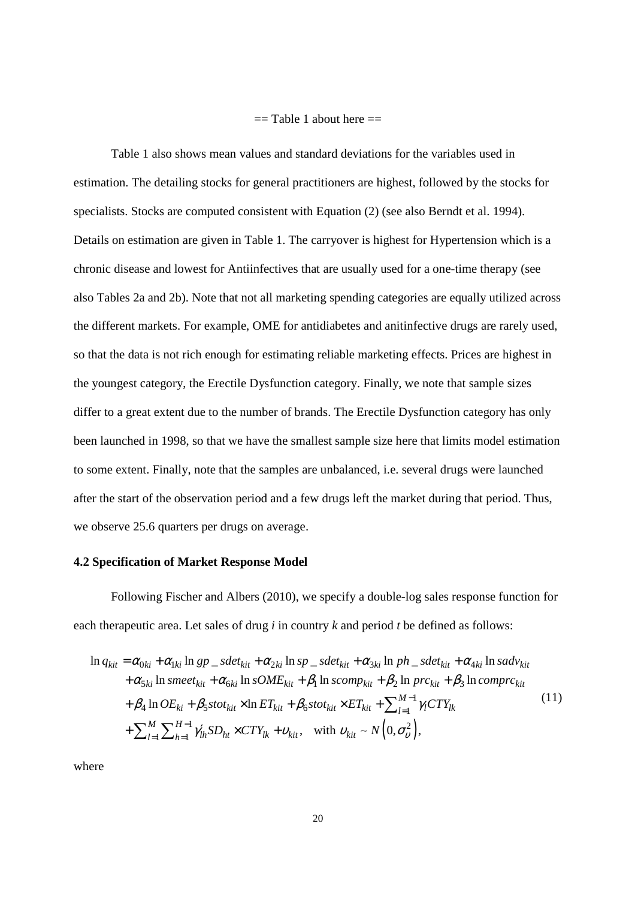== Table 1 about here ==

Table 1 also shows mean values and standard deviations for the variables used in estimation. The detailing stocks for general practitioners are highest, followed by the stocks for specialists. Stocks are computed consistent with Equation (2) (see also Berndt et al. 1994). Details on estimation are given in Table 1. The carryover is highest for Hypertension which is a chronic disease and lowest for Antiinfectives that are usually used for a one-time therapy (see also Tables 2a and 2b). Note that not all marketing spending categories are equally utilized across the different markets. For example, OME for antidiabetes and anitinfective drugs are rarely used, so that the data is not rich enough for estimating reliable marketing effects. Prices are highest in the youngest category, the Erectile Dysfunction category. Finally, we note that sample sizes differ to a great extent due to the number of brands. The Erectile Dysfunction category has only been launched in 1998, so that we have the smallest sample size here that limits model estimation to some extent. Finally, note that the samples are unbalanced, i.e. several drugs were launched after the start of the observation period and a few drugs left the market during that period. Thus, we observe 25.6 quarters per drugs on average.

**4.2 Specification of Market Response Model**

Following Fischer and Albers (2010), we specify a double-log sales response function for each therapeutic area. Let sales of drug $i$ in country $k$ and period $t$ be defined as follows:

$$
\begin{aligned}
\ln q_{kit} = {} & \alpha_{0ki} + \alpha_{1ki} \ln gp\_sdet_{kit} + \alpha_{2ki} \ln sp\_sdet_{kit} + \alpha_{3ki} \ln ph\_sdet_{kit} + \alpha_{4ki} \ln sadv_{kit} \\
& + \alpha_{5ki} \ln smeet_{kit} + \alpha_{6ki} \ln sOME_{kit} + \beta_1 \ln scomp_{kit} + \beta_2 \ln prc_{kit} + \beta_3 \ln comprc_{kit} \\
& + \beta_4 \ln OE_{ki} + \beta_5 stot_{kit} \times \ln ET_{kit} + \beta_6 stot_{kit} \times ET_{kit} + \sum_{l=1}^{M-1} \gamma_l CTY_{lk} \\
& + \sum_{l=1}^{M} \sum_{h=1}^{H-1} \gamma_{lh} SD_{ht} \times CTY_{lk} + \upsilon_{kit}, \quad \text{with } \upsilon_{kit} \sim N\left(0, \sigma_{\upsilon}^2\right),
\end{aligned}
\tag{11}
$$

where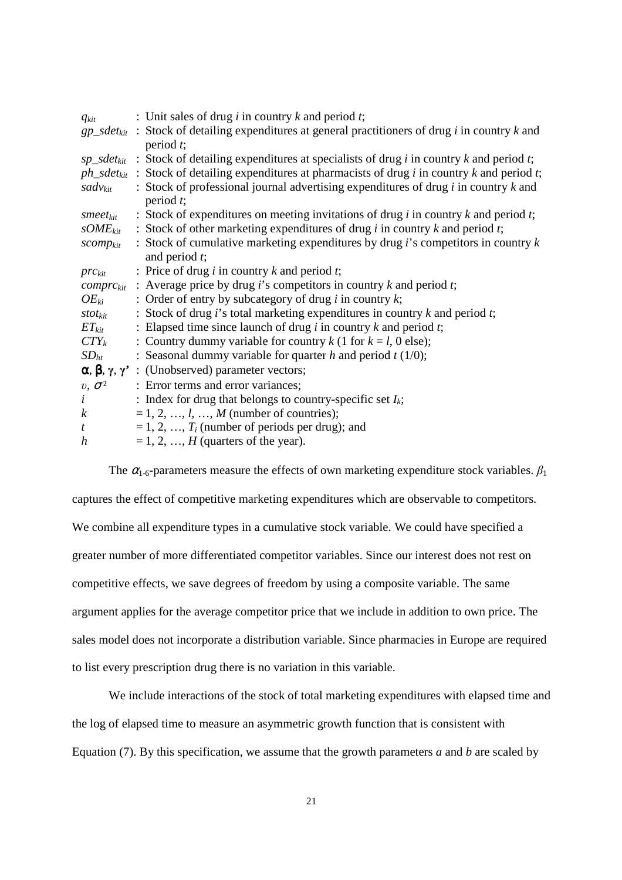| | |
|---|---|
| $q_{kit}$ | : Unit sales of drug $i$ in country $k$ and period $t$; |
| $gp\_sdet_{kit}$ | : Stock of detailing expenditures at general practitioners of drug $i$ in country $k$ and period $t$; |
| $sp\_sdet_{kit}$ | : Stock of detailing expenditures at specialists of drug $i$ in country $k$ and period $t$; |
| $ph\_sdet_{kit}$ | : Stock of detailing expenditures at pharmacists of drug $i$ in country $k$ and period $t$; |
| $sadv_{kit}$ | : Stock of professional journal advertising expenditures of drug $i$ in country $k$ and period $t$; |
| $smeet_{kit}$ | : Stock of expenditures on meeting invitations of drug $i$ in country $k$ and period $t$; |
| $sOME_{kit}$ | : Stock of other marketing expenditures of drug $i$ in country $k$ and period $t$; |
| $scomp_{kit}$ | : Stock of cumulative marketing expenditures by drug $i$'s competitors in country $k$ and period $t$; |
| $prc_{kit}$ | : Price of drug $i$ in country $k$ and period $t$; |
| $comprc_{kit}$ | : Average price by drug $i$'s competitors in country $k$ and period $t$; |
| $OE_{ki}$ | : Order of entry by subcategory of drug $i$ in country $k$; |
| $stot_{kit}$ | : Stock of drug $i$'s total marketing expenditures in country $k$ and period $t$; |
| $ET_{kit}$ | : Elapsed time since launch of drug $i$ in country $k$ and period $t$; |
| $CTY_k$ | : Country dummy variable for country $k$ (1 for $k = l$, 0 else); |
| $SD_{ht}$ | : Seasonal dummy variable for quarter $h$ and period $t$ (1/0); |
| $\boldsymbol{\alpha}, \boldsymbol{\beta}, \boldsymbol{\gamma}, \boldsymbol{\gamma}'$ | : (Unobserved) parameter vectors; |
| $\upsilon$, $\sigma^2$ | : Error terms and error variances; |
| $i$ | : Index for drug that belongs to country-specific set $I_k$; |
| $k$ | $= 1, 2, \ldots, l, \ldots, M$ (number of countries); |
| $t$ | $= 1, 2, \ldots, T_i$ (number of periods per drug); and |
| $h$ | $= 1, 2, \ldots, H$ (quarters of the year). |

The $\alpha_{1\text{-}6}$-parameters measure the effects of own marketing expenditure stock variables. $\beta_1$ captures the effect of competitive marketing expenditures which are observable to competitors. We combine all expenditure types in a cumulative stock variable. We could have specified a greater number of more differentiated competitor variables. Since our interest does not rest on competitive effects, we save degrees of freedom by using a composite variable. The same argument applies for the average competitor price that we include in addition to own price. The sales model does not incorporate a distribution variable. Since pharmacies in Europe are required to list every prescription drug there is no variation in this variable.

We include interactions of the stock of total marketing expenditures with elapsed time and the log of elapsed time to measure an asymmetric growth function that is consistent with Equation (7). By this specification, we assume that the growth parameters $a$ and $b$ are scaled by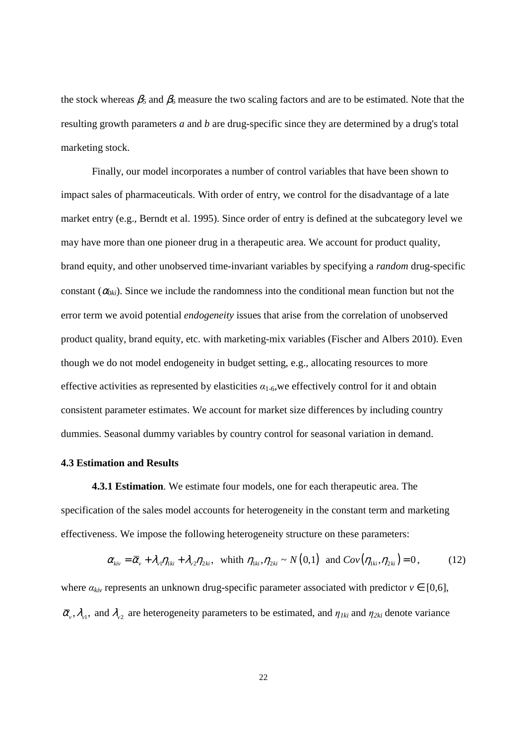the stock whereas $\beta_5$ and $\beta_6$ measure the two scaling factors and are to be estimated. Note that the resulting growth parameters *a* and *b* are drug-specific since they are determined by a drug's total marketing stock.

Finally, our model incorporates a number of control variables that have been shown to impact sales of pharmaceuticals. With order of entry, we control for the disadvantage of a late market entry (e.g., Berndt et al. 1995). Since order of entry is defined at the subcategory level we may have more than one pioneer drug in a therapeutic area. We account for product quality, brand equity, and other unobserved time-invariant variables by specifying a *random* drug-specific constant ($\alpha_{0ki}$). Since we include the randomness into the conditional mean function but not the error term we avoid potential *endogeneity* issues that arise from the correlation of unobserved product quality, brand equity, etc. with marketing-mix variables (Fischer and Albers 2010). Even though we do not model endogeneity in budget setting, e.g., allocating resources to more effective activities as represented by elasticities $\alpha_{1\text{-}6}$,we effectively control for it and obtain consistent parameter estimates. We account for market size differences by including country dummies. Seasonal dummy variables by country control for seasonal variation in demand.

### 4.3 Estimation and Results

**4.3.1 Estimation**. We estimate four models, one for each therapeutic area. The specification of the sales model accounts for heterogeneity in the constant term and marketing effectiveness. We impose the following heterogeneity structure on these parameters:

$$\alpha_{kiv} = \bar{\alpha}_v + \lambda_{v1}\eta_{1ki} + \lambda_{v2}\eta_{2ki}, \text{ whith } \eta_{1ki}, \eta_{2ki} \sim N(0,1) \text{ and } Cov(\eta_{1ki}, \eta_{2ki}) = 0, \tag{12}$$

where $\alpha_{kiv}$ represents an unknown drug-specific parameter associated with predictor $v \in [0,6]$, $\bar{\alpha}_v, \lambda_{v1},$ and $\lambda_{v2}$ are heterogeneity parameters to be estimated, and $\eta_{1ki}$ and $\eta_{2ki}$ denote variance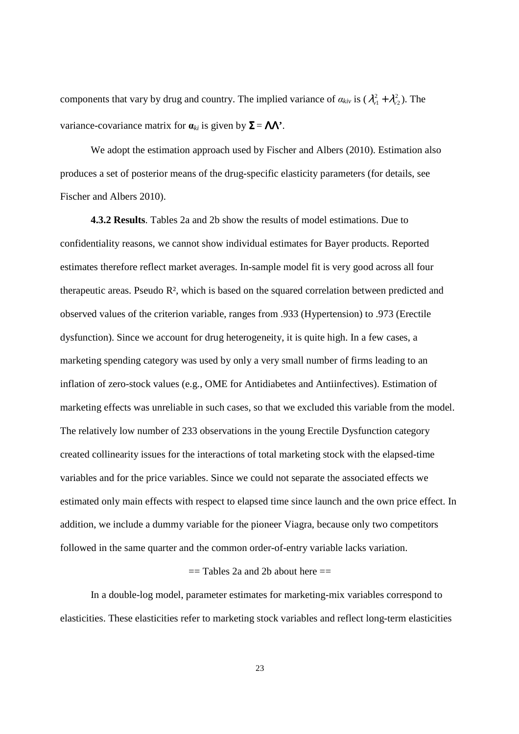components that vary by drug and country. The implied variance of $\alpha_{kiv}$ is $(\lambda_{v1}^2 + \lambda_{v2}^2)$. The variance-covariance matrix for $\boldsymbol{\alpha}_{ki}$ is given by $\boldsymbol{\Sigma} = \boldsymbol{\Lambda\Lambda}'$.

We adopt the estimation approach used by Fischer and Albers (2010). Estimation also produces a set of posterior means of the drug-specific elasticity parameters (for details, see Fischer and Albers 2010).

**4.3.2 Results**. Tables 2a and 2b show the results of model estimations. Due to confidentiality reasons, we cannot show individual estimates for Bayer products. Reported estimates therefore reflect market averages. In-sample model fit is very good across all four therapeutic areas. Pseudo $R^2$, which is based on the squared correlation between predicted and observed values of the criterion variable, ranges from .933 (Hypertension) to .973 (Erectile dysfunction). Since we account for drug heterogeneity, it is quite high. In a few cases, a marketing spending category was used by only a very small number of firms leading to an inflation of zero-stock values (e.g., OME for Antidiabetes and Antiinfectives). Estimation of marketing effects was unreliable in such cases, so that we excluded this variable from the model. The relatively low number of 233 observations in the young Erectile Dysfunction category created collinearity issues for the interactions of total marketing stock with the elapsed-time variables and for the price variables. Since we could not separate the associated effects we estimated only main effects with respect to elapsed time since launch and the own price effect. In addition, we include a dummy variable for the pioneer Viagra, because only two competitors followed in the same quarter and the common order-of-entry variable lacks variation.

== Tables 2a and 2b about here ==

In a double-log model, parameter estimates for marketing-mix variables correspond to elasticities. These elasticities refer to marketing stock variables and reflect long-term elasticities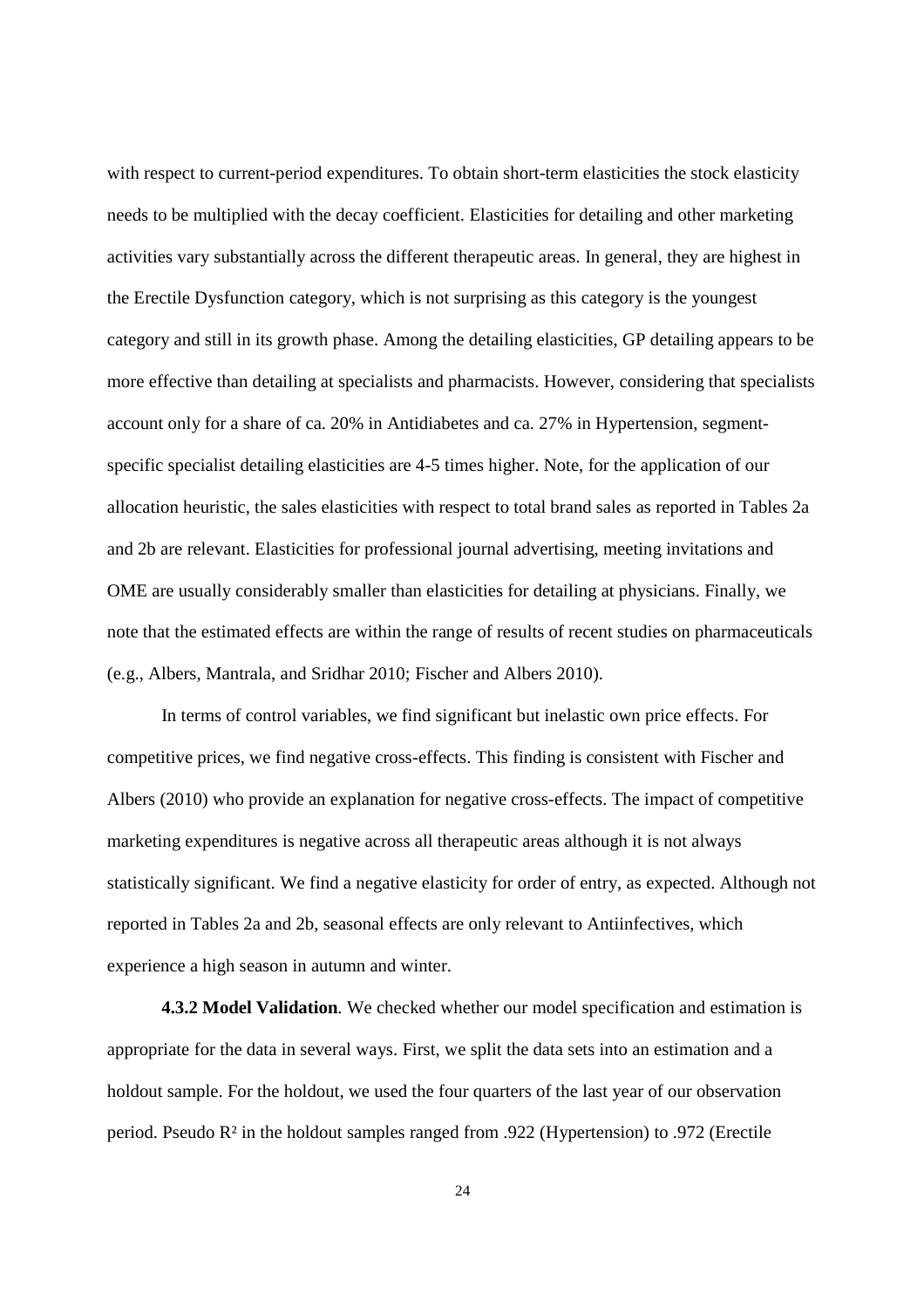with respect to current-period expenditures. To obtain short-term elasticities the stock elasticity needs to be multiplied with the decay coefficient. Elasticities for detailing and other marketing activities vary substantially across the different therapeutic areas. In general, they are highest in the Erectile Dysfunction category, which is not surprising as this category is the youngest category and still in its growth phase. Among the detailing elasticities, GP detailing appears to be more effective than detailing at specialists and pharmacists. However, considering that specialists account only for a share of ca. 20% in Antidiabetes and ca. 27% in Hypertension, segment-specific specialist detailing elasticities are 4-5 times higher. Note, for the application of our allocation heuristic, the sales elasticities with respect to total brand sales as reported in Tables 2a and 2b are relevant. Elasticities for professional journal advertising, meeting invitations and OME are usually considerably smaller than elasticities for detailing at physicians. Finally, we note that the estimated effects are within the range of results of recent studies on pharmaceuticals (e.g., Albers, Mantrala, and Sridhar 2010; Fischer and Albers 2010).

In terms of control variables, we find significant but inelastic own price effects. For competitive prices, we find negative cross-effects. This finding is consistent with Fischer and Albers (2010) who provide an explanation for negative cross-effects. The impact of competitive marketing expenditures is negative across all therapeutic areas although it is not always statistically significant. We find a negative elasticity for order of entry, as expected. Although not reported in Tables 2a and 2b, seasonal effects are only relevant to Antiinfectives, which experience a high season in autumn and winter.

**4.3.2 Model Validation**. We checked whether our model specification and estimation is appropriate for the data in several ways. First, we split the data sets into an estimation and a holdout sample. For the holdout, we used the four quarters of the last year of our observation period. Pseudo $R^2$ in the holdout samples ranged from .922 (Hypertension) to .972 (Erectile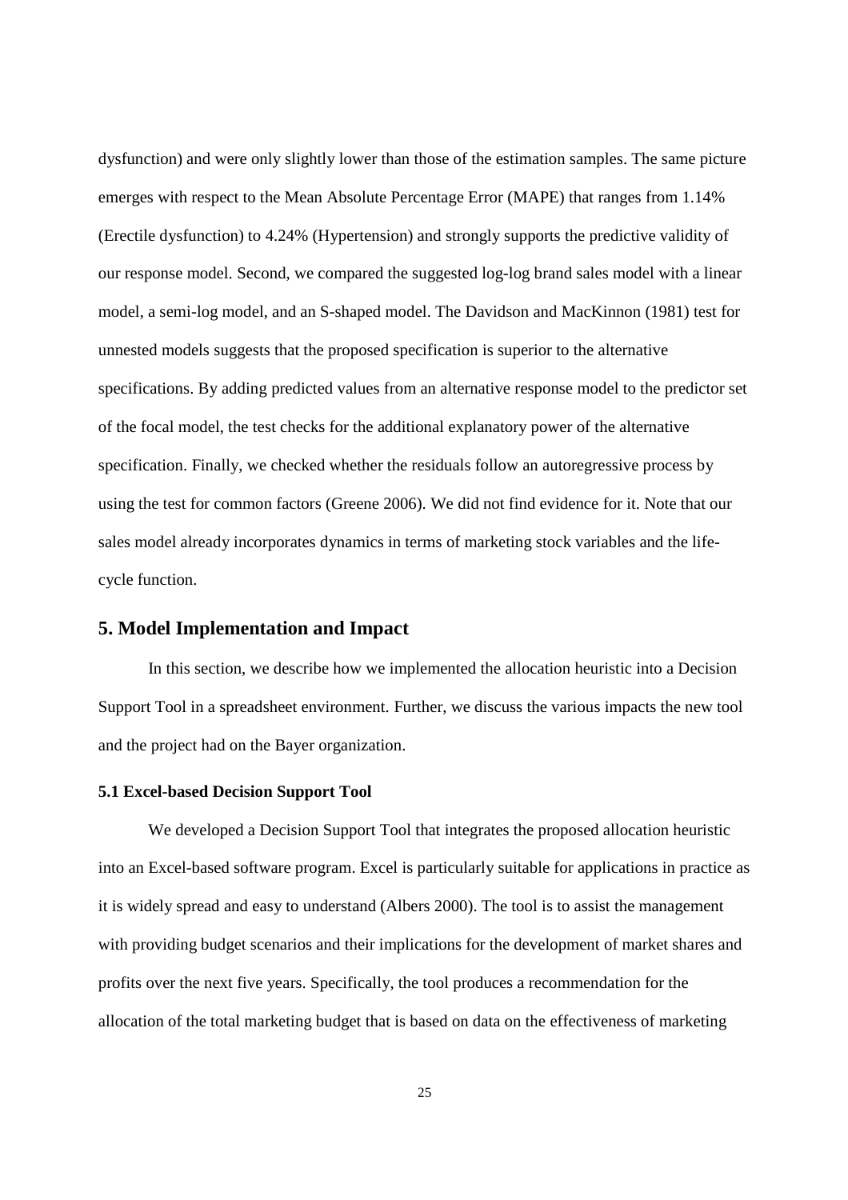dysfunction) and were only slightly lower than those of the estimation samples. The same picture emerges with respect to the Mean Absolute Percentage Error (MAPE) that ranges from 1.14% (Erectile dysfunction) to 4.24% (Hypertension) and strongly supports the predictive validity of our response model. Second, we compared the suggested log-log brand sales model with a linear model, a semi-log model, and an S-shaped model. The Davidson and MacKinnon (1981) test for unnested models suggests that the proposed specification is superior to the alternative specifications. By adding predicted values from an alternative response model to the predictor set of the focal model, the test checks for the additional explanatory power of the alternative specification. Finally, we checked whether the residuals follow an autoregressive process by using the test for common factors (Greene 2006). We did not find evidence for it. Note that our sales model already incorporates dynamics in terms of marketing stock variables and the life-cycle function.

## 5. Model Implementation and Impact

In this section, we describe how we implemented the allocation heuristic into a Decision Support Tool in a spreadsheet environment. Further, we discuss the various impacts the new tool and the project had on the Bayer organization.

### 5.1 Excel-based Decision Support Tool

We developed a Decision Support Tool that integrates the proposed allocation heuristic into an Excel-based software program. Excel is particularly suitable for applications in practice as it is widely spread and easy to understand (Albers 2000). The tool is to assist the management with providing budget scenarios and their implications for the development of market shares and profits over the next five years. Specifically, the tool produces a recommendation for the allocation of the total marketing budget that is based on data on the effectiveness of marketing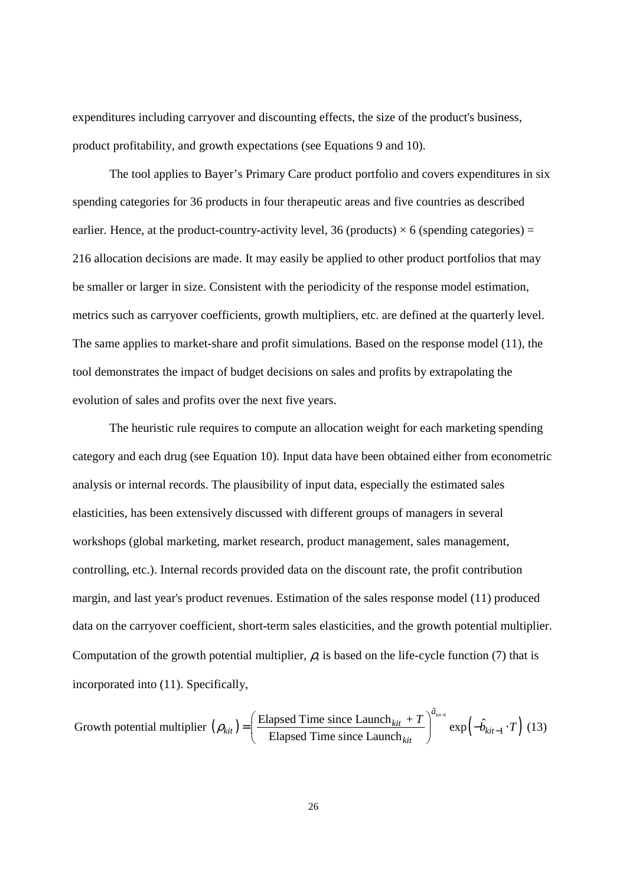expenditures including carryover and discounting effects, the size of the product's business, product profitability, and growth expectations (see Equations 9 and 10).

The tool applies to Bayer's Primary Care product portfolio and covers expenditures in six spending categories for 36 products in four therapeutic areas and five countries as described earlier. Hence, at the product-country-activity level, 36 (products) × 6 (spending categories) = 216 allocation decisions are made. It may easily be applied to other product portfolios that may be smaller or larger in size. Consistent with the periodicity of the response model estimation, metrics such as carryover coefficients, growth multipliers, etc. are defined at the quarterly level. The same applies to market-share and profit simulations. Based on the response model (11), the tool demonstrates the impact of budget decisions on sales and profits by extrapolating the evolution of sales and profits over the next five years.

The heuristic rule requires to compute an allocation weight for each marketing spending category and each drug (see Equation 10). Input data have been obtained either from econometric analysis or internal records. The plausibility of input data, especially the estimated sales elasticities, has been extensively discussed with different groups of managers in several workshops (global marketing, market research, product management, sales management, controlling, etc.). Internal records provided data on the discount rate, the profit contribution margin, and last year's product revenues. Estimation of the sales response model (11) produced data on the carryover coefficient, short-term sales elasticities, and the growth potential multiplier. Computation of the growth potential multiplier, $\rho$, is based on the life-cycle function (7) that is incorporated into (11). Specifically,

$$\text{Growth potential multiplier } \left(\rho_{kit}\right) = \left(\frac{\text{Elapsed Time since Launch}_{kit} + T}{\text{Elapsed Time since Launch}_{kit}}\right)^{\hat{a}_{kit-1}} \exp\left(-\hat{b}_{kit-1} \cdot T\right) \quad (13)$$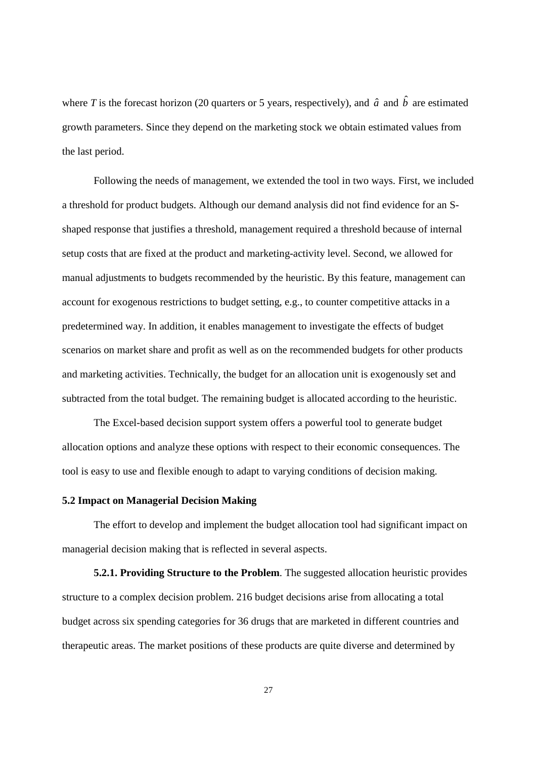where $T$ is the forecast horizon (20 quarters or 5 years, respectively), and $\hat{a}$ and $\hat{b}$ are estimated growth parameters. Since they depend on the marketing stock we obtain estimated values from the last period.

Following the needs of management, we extended the tool in two ways. First, we included a threshold for product budgets. Although our demand analysis did not find evidence for an S-shaped response that justifies a threshold, management required a threshold because of internal setup costs that are fixed at the product and marketing-activity level. Second, we allowed for manual adjustments to budgets recommended by the heuristic. By this feature, management can account for exogenous restrictions to budget setting, e.g., to counter competitive attacks in a predetermined way. In addition, it enables management to investigate the effects of budget scenarios on market share and profit as well as on the recommended budgets for other products and marketing activities. Technically, the budget for an allocation unit is exogenously set and subtracted from the total budget. The remaining budget is allocated according to the heuristic.

The Excel-based decision support system offers a powerful tool to generate budget allocation options and analyze these options with respect to their economic consequences. The tool is easy to use and flexible enough to adapt to varying conditions of decision making.

### 5.2 Impact on Managerial Decision Making

The effort to develop and implement the budget allocation tool had significant impact on managerial decision making that is reflected in several aspects.

**5.2.1. Providing Structure to the Problem**. The suggested allocation heuristic provides structure to a complex decision problem. 216 budget decisions arise from allocating a total budget across six spending categories for 36 drugs that are marketed in different countries and therapeutic areas. The market positions of these products are quite diverse and determined by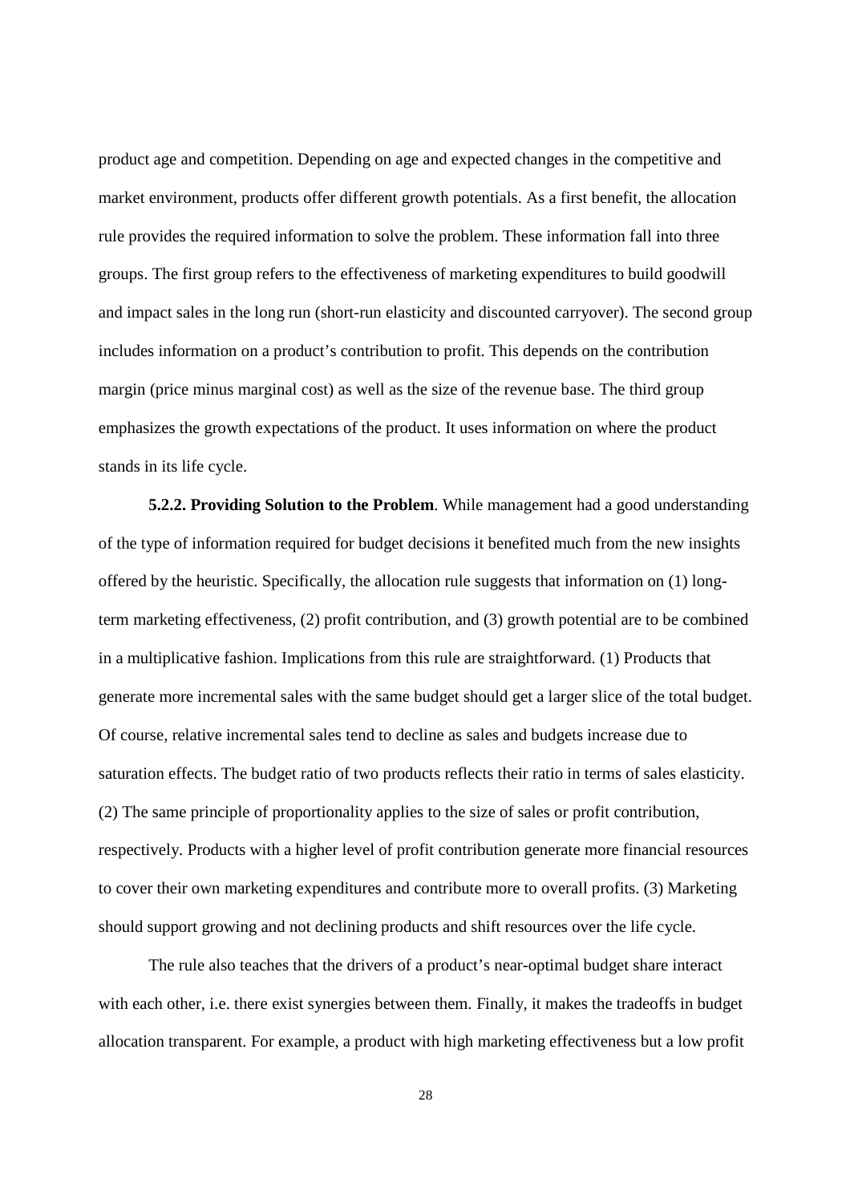product age and competition. Depending on age and expected changes in the competitive and market environment, products offer different growth potentials. As a first benefit, the allocation rule provides the required information to solve the problem. These information fall into three groups. The first group refers to the effectiveness of marketing expenditures to build goodwill and impact sales in the long run (short-run elasticity and discounted carryover). The second group includes information on a product's contribution to profit. This depends on the contribution margin (price minus marginal cost) as well as the size of the revenue base. The third group emphasizes the growth expectations of the product. It uses information on where the product stands in its life cycle.

**5.2.2. Providing Solution to the Problem**. While management had a good understanding of the type of information required for budget decisions it benefited much from the new insights offered by the heuristic. Specifically, the allocation rule suggests that information on (1) long-term marketing effectiveness, (2) profit contribution, and (3) growth potential are to be combined in a multiplicative fashion. Implications from this rule are straightforward. (1) Products that generate more incremental sales with the same budget should get a larger slice of the total budget. Of course, relative incremental sales tend to decline as sales and budgets increase due to saturation effects. The budget ratio of two products reflects their ratio in terms of sales elasticity. (2) The same principle of proportionality applies to the size of sales or profit contribution, respectively. Products with a higher level of profit contribution generate more financial resources to cover their own marketing expenditures and contribute more to overall profits. (3) Marketing should support growing and not declining products and shift resources over the life cycle.

The rule also teaches that the drivers of a product's near-optimal budget share interact with each other, i.e. there exist synergies between them. Finally, it makes the tradeoffs in budget allocation transparent. For example, a product with high marketing effectiveness but a low profit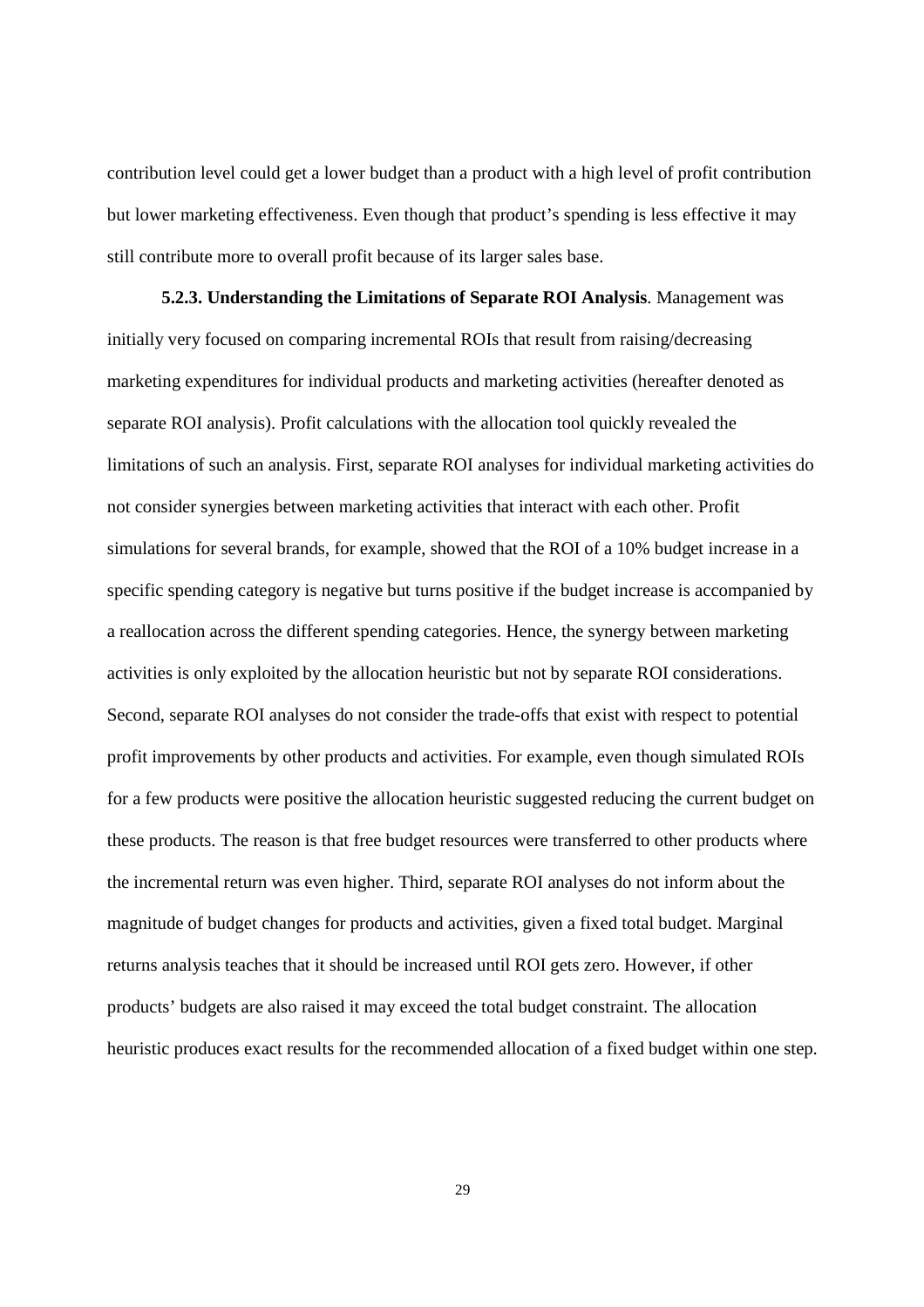contribution level could get a lower budget than a product with a high level of profit contribution but lower marketing effectiveness. Even though that product's spending is less effective it may still contribute more to overall profit because of its larger sales base.

**5.2.3. Understanding the Limitations of Separate ROI Analysis**. Management was initially very focused on comparing incremental ROIs that result from raising/decreasing marketing expenditures for individual products and marketing activities (hereafter denoted as separate ROI analysis). Profit calculations with the allocation tool quickly revealed the limitations of such an analysis. First, separate ROI analyses for individual marketing activities do not consider synergies between marketing activities that interact with each other. Profit simulations for several brands, for example, showed that the ROI of a 10% budget increase in a specific spending category is negative but turns positive if the budget increase is accompanied by a reallocation across the different spending categories. Hence, the synergy between marketing activities is only exploited by the allocation heuristic but not by separate ROI considerations. Second, separate ROI analyses do not consider the trade-offs that exist with respect to potential profit improvements by other products and activities. For example, even though simulated ROIs for a few products were positive the allocation heuristic suggested reducing the current budget on these products. The reason is that free budget resources were transferred to other products where the incremental return was even higher. Third, separate ROI analyses do not inform about the magnitude of budget changes for products and activities, given a fixed total budget. Marginal returns analysis teaches that it should be increased until ROI gets zero. However, if other products' budgets are also raised it may exceed the total budget constraint. The allocation heuristic produces exact results for the recommended allocation of a fixed budget within one step.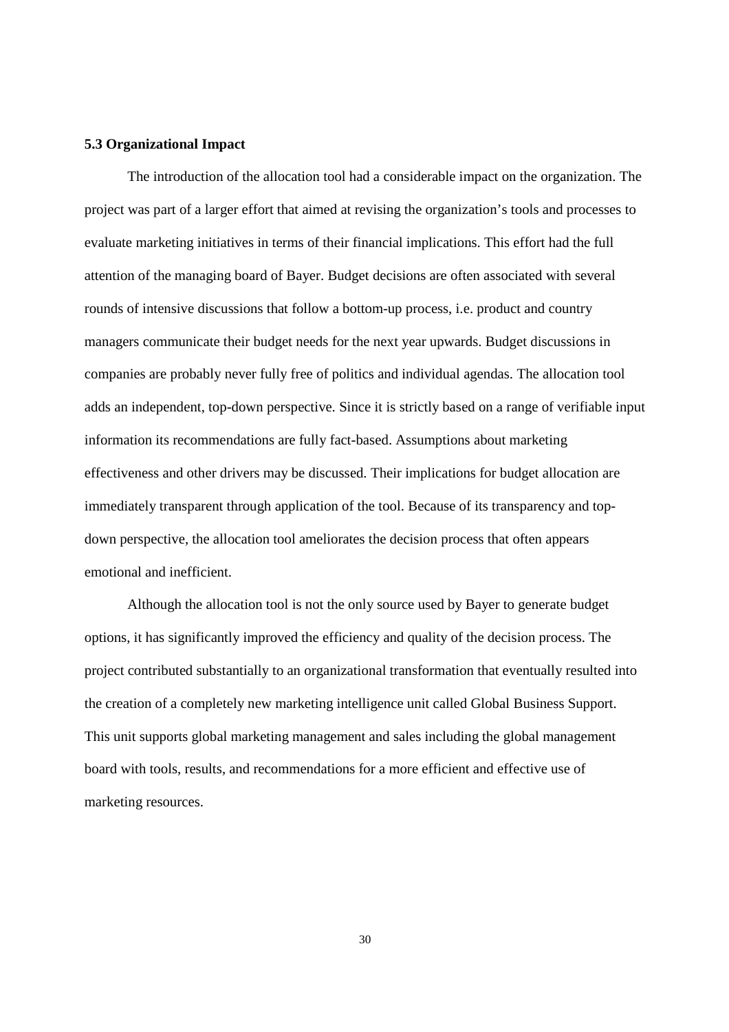### 5.3 Organizational Impact

The introduction of the allocation tool had a considerable impact on the organization. The project was part of a larger effort that aimed at revising the organization's tools and processes to evaluate marketing initiatives in terms of their financial implications. This effort had the full attention of the managing board of Bayer. Budget decisions are often associated with several rounds of intensive discussions that follow a bottom-up process, i.e. product and country managers communicate their budget needs for the next year upwards. Budget discussions in companies are probably never fully free of politics and individual agendas. The allocation tool adds an independent, top-down perspective. Since it is strictly based on a range of verifiable input information its recommendations are fully fact-based. Assumptions about marketing effectiveness and other drivers may be discussed. Their implications for budget allocation are immediately transparent through application of the tool. Because of its transparency and top-down perspective, the allocation tool ameliorates the decision process that often appears emotional and inefficient.

Although the allocation tool is not the only source used by Bayer to generate budget options, it has significantly improved the efficiency and quality of the decision process. The project contributed substantially to an organizational transformation that eventually resulted into the creation of a completely new marketing intelligence unit called Global Business Support. This unit supports global marketing management and sales including the global management board with tools, results, and recommendations for a more efficient and effective use of marketing resources.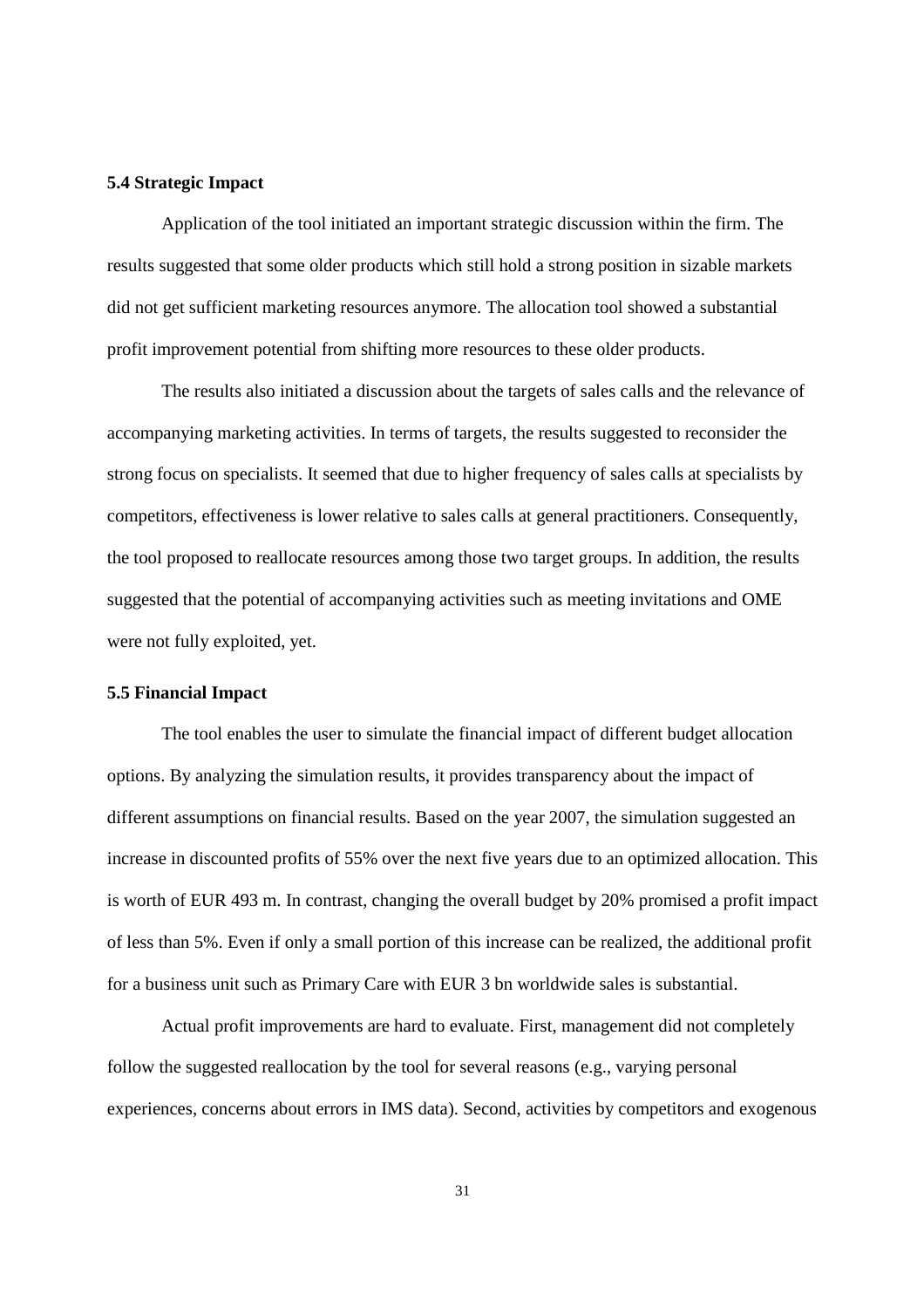### 5.4 Strategic Impact

Application of the tool initiated an important strategic discussion within the firm. The results suggested that some older products which still hold a strong position in sizable markets did not get sufficient marketing resources anymore. The allocation tool showed a substantial profit improvement potential from shifting more resources to these older products.

The results also initiated a discussion about the targets of sales calls and the relevance of accompanying marketing activities. In terms of targets, the results suggested to reconsider the strong focus on specialists. It seemed that due to higher frequency of sales calls at specialists by competitors, effectiveness is lower relative to sales calls at general practitioners. Consequently, the tool proposed to reallocate resources among those two target groups. In addition, the results suggested that the potential of accompanying activities such as meeting invitations and OME were not fully exploited, yet.

### 5.5 Financial Impact

The tool enables the user to simulate the financial impact of different budget allocation options. By analyzing the simulation results, it provides transparency about the impact of different assumptions on financial results. Based on the year 2007, the simulation suggested an increase in discounted profits of 55% over the next five years due to an optimized allocation. This is worth of EUR 493 m. In contrast, changing the overall budget by 20% promised a profit impact of less than 5%. Even if only a small portion of this increase can be realized, the additional profit for a business unit such as Primary Care with EUR 3 bn worldwide sales is substantial.

Actual profit improvements are hard to evaluate. First, management did not completely follow the suggested reallocation by the tool for several reasons (e.g., varying personal experiences, concerns about errors in IMS data). Second, activities by competitors and exogenous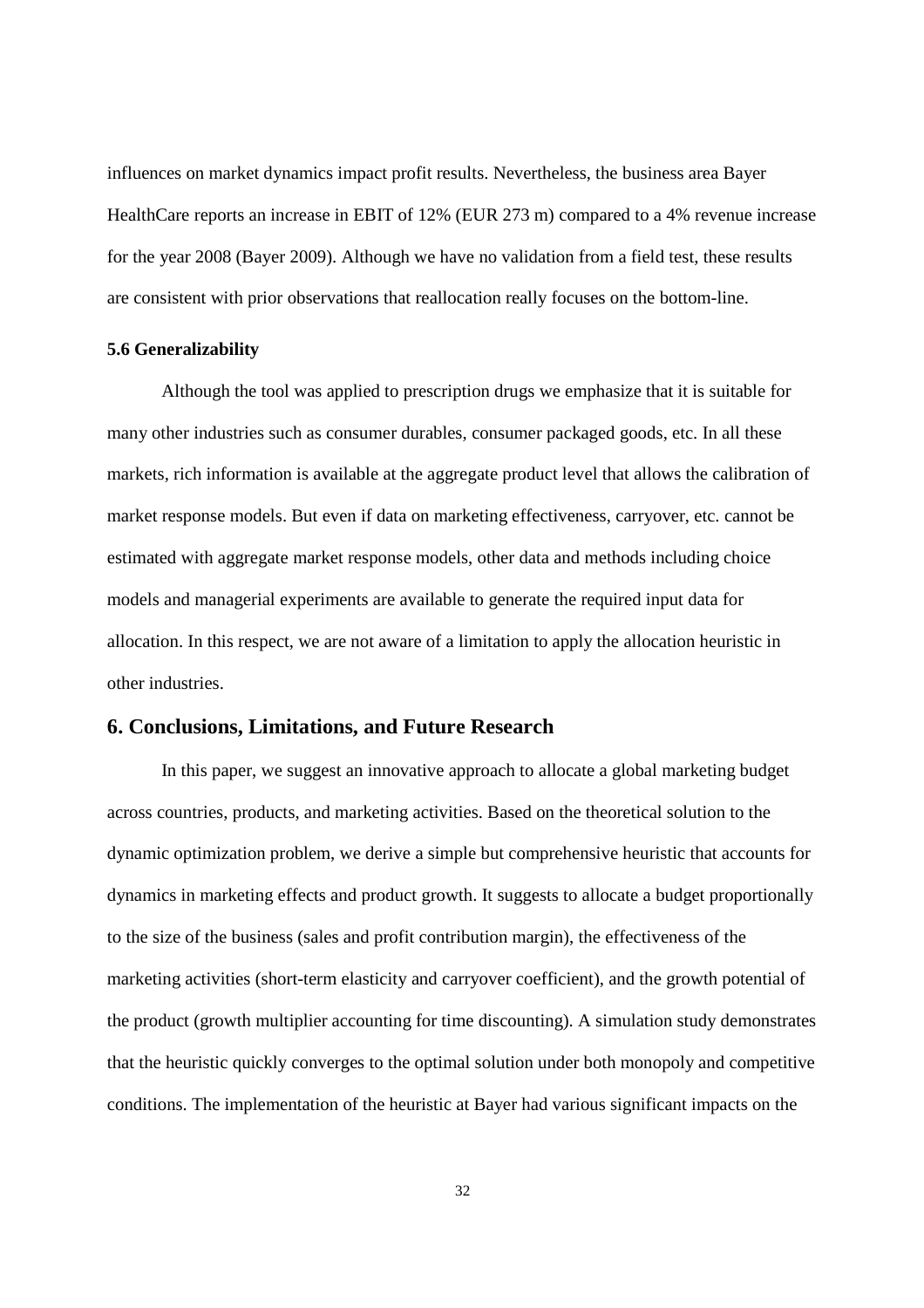influences on market dynamics impact profit results. Nevertheless, the business area Bayer HealthCare reports an increase in EBIT of 12% (EUR 273 m) compared to a 4% revenue increase for the year 2008 (Bayer 2009). Although we have no validation from a field test, these results are consistent with prior observations that reallocation really focuses on the bottom-line.

### 5.6 Generalizability

Although the tool was applied to prescription drugs we emphasize that it is suitable for many other industries such as consumer durables, consumer packaged goods, etc. In all these markets, rich information is available at the aggregate product level that allows the calibration of market response models. But even if data on marketing effectiveness, carryover, etc. cannot be estimated with aggregate market response models, other data and methods including choice models and managerial experiments are available to generate the required input data for allocation. In this respect, we are not aware of a limitation to apply the allocation heuristic in other industries.

## 6. Conclusions, Limitations, and Future Research

In this paper, we suggest an innovative approach to allocate a global marketing budget across countries, products, and marketing activities. Based on the theoretical solution to the dynamic optimization problem, we derive a simple but comprehensive heuristic that accounts for dynamics in marketing effects and product growth. It suggests to allocate a budget proportionally to the size of the business (sales and profit contribution margin), the effectiveness of the marketing activities (short-term elasticity and carryover coefficient), and the growth potential of the product (growth multiplier accounting for time discounting). A simulation study demonstrates that the heuristic quickly converges to the optimal solution under both monopoly and competitive conditions. The implementation of the heuristic at Bayer had various significant impacts on the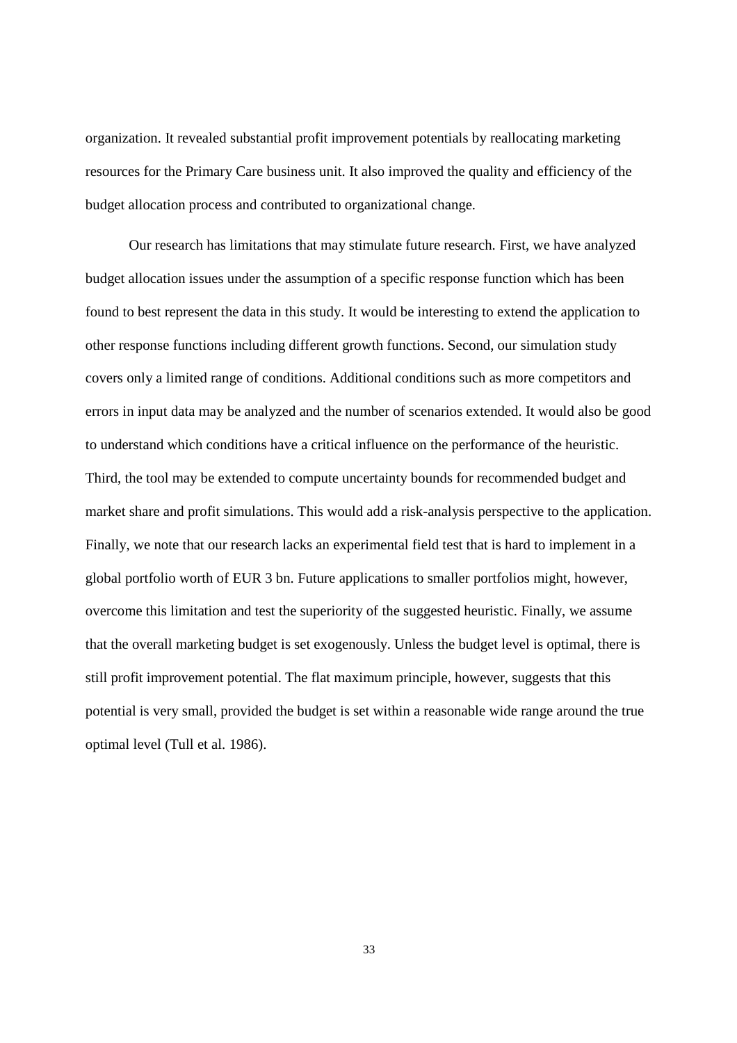organization. It revealed substantial profit improvement potentials by reallocating marketing resources for the Primary Care business unit. It also improved the quality and efficiency of the budget allocation process and contributed to organizational change.

Our research has limitations that may stimulate future research. First, we have analyzed budget allocation issues under the assumption of a specific response function which has been found to best represent the data in this study. It would be interesting to extend the application to other response functions including different growth functions. Second, our simulation study covers only a limited range of conditions. Additional conditions such as more competitors and errors in input data may be analyzed and the number of scenarios extended. It would also be good to understand which conditions have a critical influence on the performance of the heuristic. Third, the tool may be extended to compute uncertainty bounds for recommended budget and market share and profit simulations. This would add a risk-analysis perspective to the application. Finally, we note that our research lacks an experimental field test that is hard to implement in a global portfolio worth of EUR 3 bn. Future applications to smaller portfolios might, however, overcome this limitation and test the superiority of the suggested heuristic. Finally, we assume that the overall marketing budget is set exogenously. Unless the budget level is optimal, there is still profit improvement potential. The flat maximum principle, however, suggests that this potential is very small, provided the budget is set within a reasonable wide range around the true optimal level (Tull et al. 1986).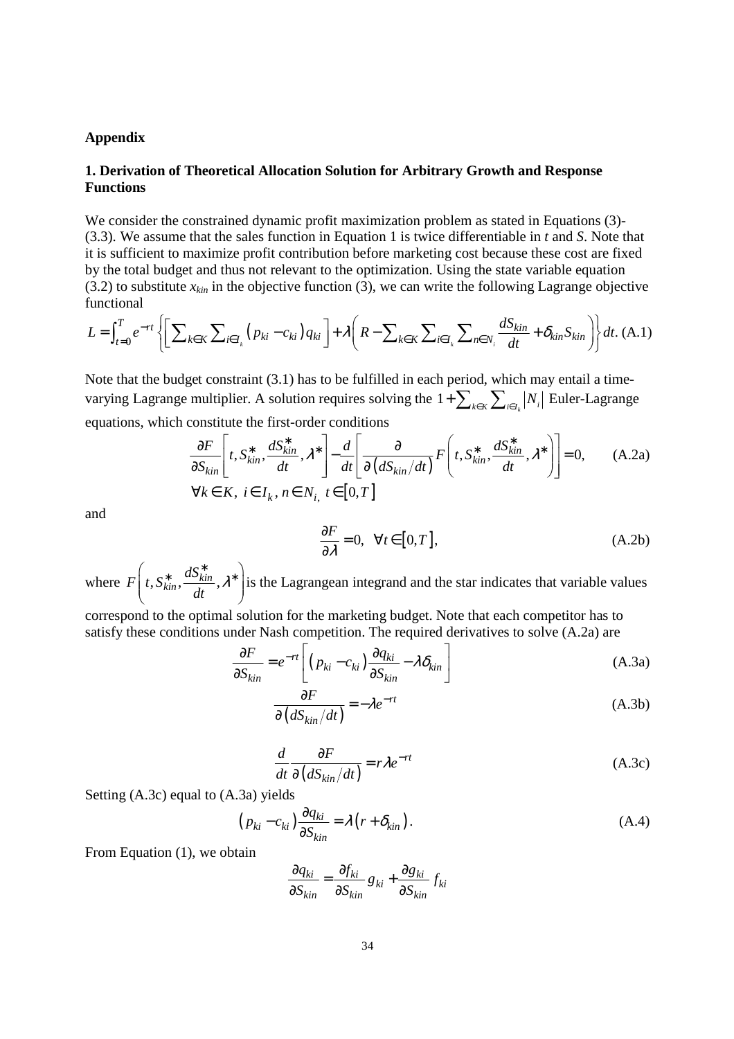## Appendix

### 1. Derivation of Theoretical Allocation Solution for Arbitrary Growth and Response Functions

We consider the constrained dynamic profit maximization problem as stated in Equations (3)-(3.3). We assume that the sales function in Equation 1 is twice differentiable in $t$ and $S$. Note that it is sufficient to maximize profit contribution before marketing cost because these cost are fixed by the total budget and thus not relevant to the optimization. Using the state variable equation (3.2) to substitute $x_{kin}$ in the objective function (3), we can write the following Lagrange objective functional

$$L = \int_{t=0}^{T} e^{-rt} \left\{ \left[ \sum_{k \in K} \sum_{i \in I_k} \left( p_{ki} - c_{ki} \right) q_{ki} \right] + \lambda \left( R - \sum_{k \in K} \sum_{i \in I_k} \sum_{n \in N_i} \frac{dS_{kin}}{dt} + \delta_{kin} S_{kin} \right) \right\} dt. \text{ (A.1)}$$

Note that the budget constraint (3.1) has to be fulfilled in each period, which may entail a time-varying Lagrange multiplier. A solution requires solving the $1 + \sum_{k \in K} \sum_{i \in I_k} |N_i|$ Euler-Lagrange equations, which constitute the first-order conditions

$$\frac{\partial F}{\partial S_{kin}} \left[ t, S_{kin}^{*}, \frac{dS_{kin}^{*}}{dt}, \lambda^{*} \right] - \frac{d}{dt} \left[ \frac{\partial}{\partial \left( dS_{kin}/dt \right)} F\left( t, S_{kin}^{*}, \frac{dS_{kin}^{*}}{dt}, \lambda^{*} \right) \right] = 0, \qquad \text{(A.2a)}$$

$$\forall k \in K,\ i \in I_k,\ n \in N_{i,}\ t \in [0, T]$$

and

$$\frac{\partial F}{\partial \lambda} = 0, \quad \forall t \in [0, T], \qquad \text{(A.2b)}$$

where $F\left( t, S_{kin}^{*}, \frac{dS_{kin}^{*}}{dt}, \lambda^{*} \right)$ is the Lagrangean integrand and the star indicates that variable values correspond to the optimal solution for the marketing budget. Note that each competitor has to satisfy these conditions under Nash competition. The required derivatives to solve (A.2a) are

$$\frac{\partial F}{\partial S_{kin}} = e^{-rt} \left[ \left( p_{ki} - c_{ki} \right) \frac{\partial q_{ki}}{\partial S_{kin}} - \lambda \delta_{kin} \right] \qquad \text{(A.3a)}$$

$$\frac{\partial F}{\partial \left( dS_{kin}/dt \right)} = -\lambda e^{-rt} \qquad \text{(A.3b)}$$

$$\frac{d}{dt} \frac{\partial F}{\partial \left( dS_{kin}/dt \right)} = r \lambda e^{-rt} \qquad \text{(A.3c)}$$

Setting (A.3c) equal to (A.3a) yields

$$\left( p_{ki} - c_{ki} \right) \frac{\partial q_{ki}}{\partial S_{kin}} = \lambda \left( r + \delta_{kin} \right). \qquad \text{(A.4)}$$

From Equation (1), we obtain

$$\frac{\partial q_{ki}}{\partial S_{kin}} = \frac{\partial f_{ki}}{\partial S_{kin}} g_{ki} + \frac{\partial g_{ki}}{\partial S_{kin}} f_{ki}$$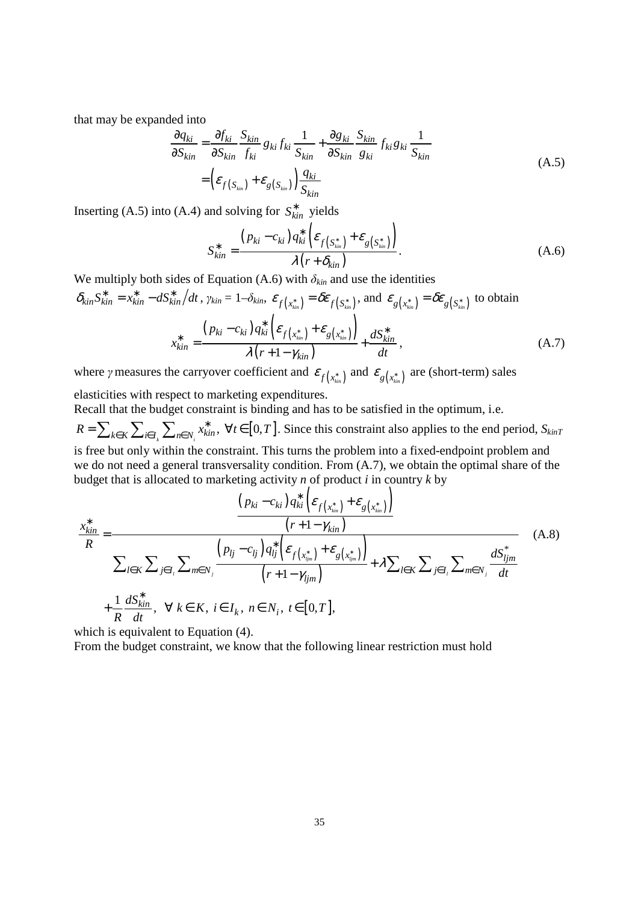that may be expanded into

$$
\begin{aligned}
\frac{\partial q_{ki}}{\partial S_{kin}} &= \frac{\partial f_{ki}}{\partial S_{kin}} \frac{S_{kin}}{f_{ki}} g_{ki} f_{ki} \frac{1}{S_{kin}} + \frac{\partial g_{ki}}{\partial S_{kin}} \frac{S_{kin}}{g_{ki}} f_{ki} g_{ki} \frac{1}{S_{kin}} \\
&= \left( \varepsilon_{f(S_{kin})} + \varepsilon_{g(S_{kin})} \right) \frac{q_{ki}}{S_{kin}}
\end{aligned}
\tag{A.5}
$$

Inserting (A.5) into (A.4) and solving for $S^*_{kin}$ yields

$$
S^*_{kin} = \frac{\left(p_{ki} - c_{ki}\right) q^*_{ki} \left( \varepsilon_{f\left(S^*_{kin}\right)} + \varepsilon_{g\left(S^*_{kin}\right)} \right)}{\lambda \left(r + \delta_{kin}\right)}. \tag{A.6}
$$

We multiply both sides of Equation (A.6) with $\delta_{kin}$ and use the identities $\delta_{kin} S^*_{kin} = x^*_{kin} - dS^*_{kin}/dt$, $\gamma_{kin} = 1 - \delta_{kin}$, $\varepsilon_{f\left(x^*_{kin}\right)} = \delta \varepsilon_{f\left(S^*_{kin}\right)}$, and $\varepsilon_{g\left(x^*_{kin}\right)} = \delta \varepsilon_{g\left(S^*_{kin}\right)}$ to obtain

$$
x^*_{kin} = \frac{\left(p_{ki} - c_{ki}\right) q^*_{ki} \left( \varepsilon_{f\left(x^*_{kin}\right)} + \varepsilon_{g\left(x^*_{kin}\right)} \right)}{\lambda \left(r + 1 - \gamma_{kin}\right)} + \frac{dS^*_{kin}}{dt}, \tag{A.7}
$$

where $\gamma$ measures the carryover coefficient and $\varepsilon_{f\left(x^*_{kin}\right)}$ and $\varepsilon_{g\left(x^*_{kin}\right)}$ are (short-term) sales elasticities with respect to marketing expenditures.

Recall that the budget constraint is binding and has to be satisfied in the optimum, i.e. $R = \sum_{k \in K} \sum_{i \in I_k} \sum_{n \in N_i} x^*_{kin},\ \forall t \in [0, T]$. Since this constraint also applies to the end period, $S_{kinT}$ is free but only within the constraint. This turns the problem into a fixed-endpoint problem and we do not need a general transversality condition. From (A.7), we obtain the optimal share of the budget that is allocated to marketing activity $n$ of product $i$ in country $k$ by

$$
\frac{x^*_{kin}}{R} = \frac{\dfrac{\left(p_{ki} - c_{ki}\right) q^*_{ki} \left( \varepsilon_{f\left(x^*_{kin}\right)} + \varepsilon_{g\left(x^*_{kin}\right)} \right)}{\left(r + 1 - \gamma_{kin}\right)}}{\sum_{l \in K} \sum_{j \in I_l} \sum_{m \in N_j} \dfrac{\left(p_{lj} - c_{lj}\right) q^*_{lj} \left( \varepsilon_{f\left(x^*_{ljm}\right)} + \varepsilon_{g\left(x^*_{ljm}\right)} \right)}{\left(r + 1 - \gamma_{ljm}\right)} + \lambda \sum_{l \in K} \sum_{j \in I_l} \sum_{m \in N_j} \dfrac{dS^*_{ljm}}{dt}} + \frac{1}{R} \frac{dS^*_{kin}}{dt},\ \ \forall\ k \in K,\ i \in I_k,\ n \in N_i,\ t \in [0, T], \tag{A.8}
$$

which is equivalent to Equation (4).

From the budget constraint, we know that the following linear restriction must hold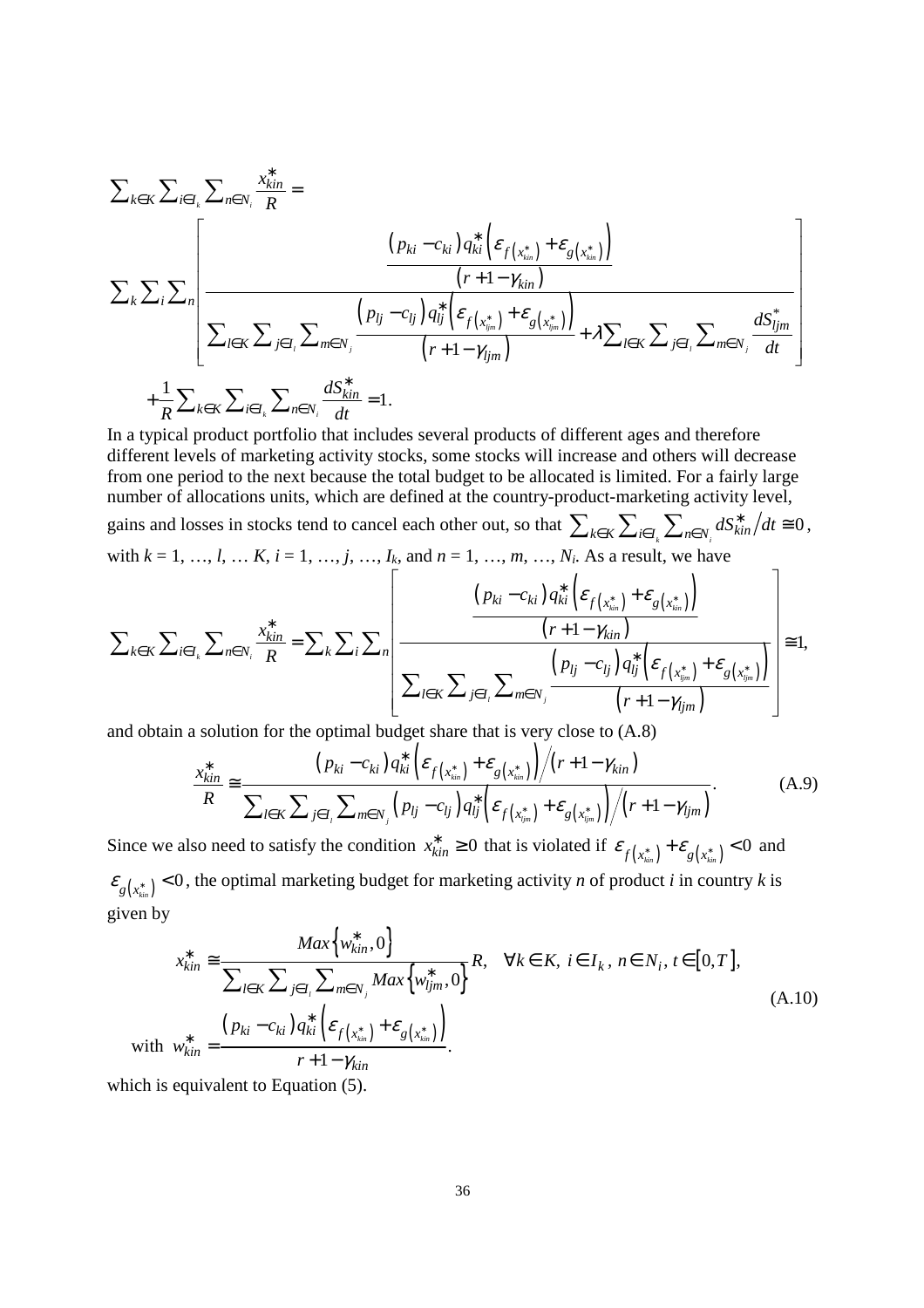$$\sum_{k\in K}\sum_{i\in I_k}\sum_{n\in N_i}\frac{x_{kin}^{*}}{R}=$$

$$\sum_k\sum_i\sum_n\left[\frac{\dfrac{\left(p_{ki}-c_{ki}\right)q_{ki}^{*}\left(\varepsilon_{f\left(x_{kin}^{*}\right)}+\varepsilon_{g\left(x_{kin}^{*}\right)}\right)}{\left(r+1-\gamma_{kin}\right)}}{\sum_{l\in K}\sum_{j\in I_l}\sum_{m\in N_j}\dfrac{\left(p_{lj}-c_{lj}\right)q_{lj}^{*}\left(\varepsilon_{f\left(x_{ljm}^{*}\right)}+\varepsilon_{g\left(x_{ljm}^{*}\right)}\right)}{\left(r+1-\gamma_{ljm}\right)}+\lambda\sum_{l\in K}\sum_{j\in I_l}\sum_{m\in N_j}\dfrac{dS_{ljm}^{*}}{dt}}\right]$$

$$+\frac{1}{R}\sum_{k\in K}\sum_{i\in I_k}\sum_{n\in N_i}\frac{dS_{kin}^{*}}{dt}=1.$$

In a typical product portfolio that includes several products of different ages and therefore different levels of marketing activity stocks, some stocks will increase and others will decrease from one period to the next because the total budget to be allocated is limited. For a fairly large number of allocations units, which are defined at the country-product-marketing activity level, gains and losses in stocks tend to cancel each other out, so that $\sum_{k\in K}\sum_{i\in I_k}\sum_{n\in N_i}dS_{kin}^{*}/dt\cong 0$, with $k$ = 1, …, $l$, … $K$, $i$ = 1, …, $j$, …, $I_k$, and $n$ = 1, …, $m$, …, $N_i$. As a result, we have

$$\sum_{k\in K}\sum_{i\in I_k}\sum_{n\in N_i}\frac{x_{kin}^{*}}{R}=\sum_k\sum_i\sum_n\left[\frac{\dfrac{\left(p_{ki}-c_{ki}\right)q_{ki}^{*}\left(\varepsilon_{f\left(x_{kin}^{*}\right)}+\varepsilon_{g\left(x_{kin}^{*}\right)}\right)}{\left(r+1-\gamma_{kin}\right)}}{\sum_{l\in K}\sum_{j\in I_l}\sum_{m\in N_j}\dfrac{\left(p_{lj}-c_{lj}\right)q_{lj}^{*}\left(\varepsilon_{f\left(x_{ljm}^{*}\right)}+\varepsilon_{g\left(x_{ljm}^{*}\right)}\right)}{\left(r+1-\gamma_{ljm}\right)}}\right]\cong 1,$$

and obtain a solution for the optimal budget share that is very close to (A.8)

$$\frac{x_{kin}^{*}}{R}\cong\frac{\left(p_{ki}-c_{ki}\right)q_{ki}^{*}\left(\varepsilon_{f\left(x_{kin}^{*}\right)}+\varepsilon_{g\left(x_{kin}^{*}\right)}\right)\Big/\left(r+1-\gamma_{kin}\right)}{\sum_{l\in K}\sum_{j\in I_l}\sum_{m\in N_j}\left(p_{lj}-c_{lj}\right)q_{lj}^{*}\left(\varepsilon_{f\left(x_{ljm}^{*}\right)}+\varepsilon_{g\left(x_{ljm}^{*}\right)}\right)\Big/\left(r+1-\gamma_{ljm}\right)}.\tag{A.9}$$

Since we also need to satisfy the condition $x_{kin}^{*}\geq 0$ that is violated if $\varepsilon_{f\left(x_{kin}^{*}\right)}+\varepsilon_{g\left(x_{kin}^{*}\right)}<0$ and $\varepsilon_{g\left(x_{kin}^{*}\right)}<0$, the optimal marketing budget for marketing activity $n$ of product $i$ in country $k$ is given by

$$x_{kin}^{*}\cong\frac{Max\left\{w_{kin}^{*},0\right\}}{\sum_{l\in K}\sum_{j\in I_l}\sum_{m\in N_j}Max\left\{w_{ljm}^{*},0\right\}}R,\quad\forall k\in K,\ i\in I_k,\ n\in N_i,\ t\in\left[0,T\right],$$

$$\text{with }\ w_{kin}^{*}=\frac{\left(p_{ki}-c_{ki}\right)q_{ki}^{*}\left(\varepsilon_{f\left(x_{kin}^{*}\right)}+\varepsilon_{g\left(x_{kin}^{*}\right)}\right)}{r+1-\gamma_{kin}}.\tag{A.10}$$

which is equivalent to Equation (5).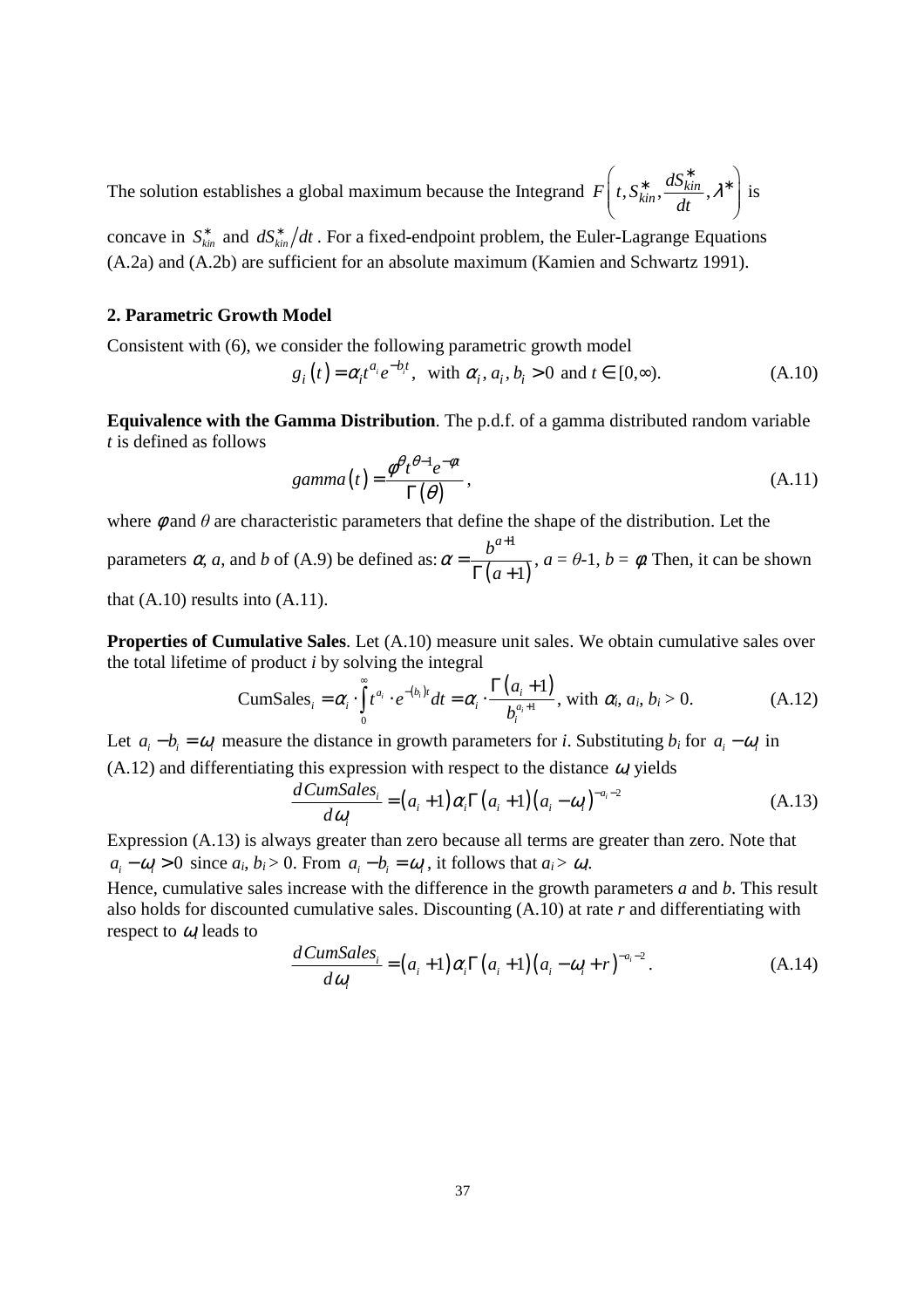The solution establishes a global maximum because the Integrand $F\left(t, S_{kin}^{*}, \frac{dS_{kin}^{*}}{dt}, \lambda^{*}\right)$ is concave in $S_{kin}^{*}$ and $dS_{kin}^{*}/dt$. For a fixed-endpoint problem, the Euler-Lagrange Equations (A.2a) and (A.2b) are sufficient for an absolute maximum (Kamien and Schwartz 1991).

## 2. Parametric Growth Model

Consistent with (6), we consider the following parametric growth model

$$g_i(t) = \alpha_i t^{a_i} e^{-b_i t}, \text{ with } \alpha_i, a_i, b_i > 0 \text{ and } t \in [0,\infty). \tag{A.10}$$

**Equivalence with the Gamma Distribution**. The p.d.f. of a gamma distributed random variable $t$ is defined as follows

$$gamma(t) = \frac{\phi^{\theta} t^{\theta-1} e^{-\phi t}}{\Gamma(\theta)}, \tag{A.11}$$

where $\phi$ and $\theta$ are characteristic parameters that define the shape of the distribution. Let the parameters $\alpha$, $a$, and $b$ of (A.9) be defined as: $\alpha = \frac{b^{a+1}}{\Gamma(a+1)}$, $a = \theta$-1, $b = \phi$. Then, it can be shown that (A.10) results into (A.11).

**Properties of Cumulative Sales**. Let (A.10) measure unit sales. We obtain cumulative sales over the total lifetime of product $i$ by solving the integral

$$\text{CumSales}_i = \alpha_i \cdot \int_0^{\infty} t^{a_i} \cdot e^{-(b_i)t} dt = \alpha_i \cdot \frac{\Gamma(a_i+1)}{b_i^{a_i+1}}, \text{ with } \alpha_i, a_i, b_i > 0. \tag{A.12}$$

Let $a_i - b_i = \omega_i$ measure the distance in growth parameters for $i$. Substituting $b_i$ for $a_i - \omega_i$ in (A.12) and differentiating this expression with respect to the distance $\omega_i$ yields

$$\frac{dCumSales_i}{d\omega_i} = (a_i+1)\alpha_i \Gamma(a_i+1)(a_i - \omega_i)^{-a_i-2} \tag{A.13}$$

Expression (A.13) is always greater than zero because all terms are greater than zero. Note that $a_i - \omega_i > 0$ since $a_i, b_i > 0$. From $a_i - b_i = \omega_i$, it follows that $a_i > \omega_i$.

Hence, cumulative sales increase with the difference in the growth parameters $a$ and $b$. This result also holds for discounted cumulative sales. Discounting (A.10) at rate $r$ and differentiating with respect to $\omega_i$ leads to

$$\frac{dCumSales_i}{d\omega_i} = (a_i+1)\alpha_i \Gamma(a_i+1)(a_i - \omega_i + r)^{-a_i-2}. \tag{A.14}$$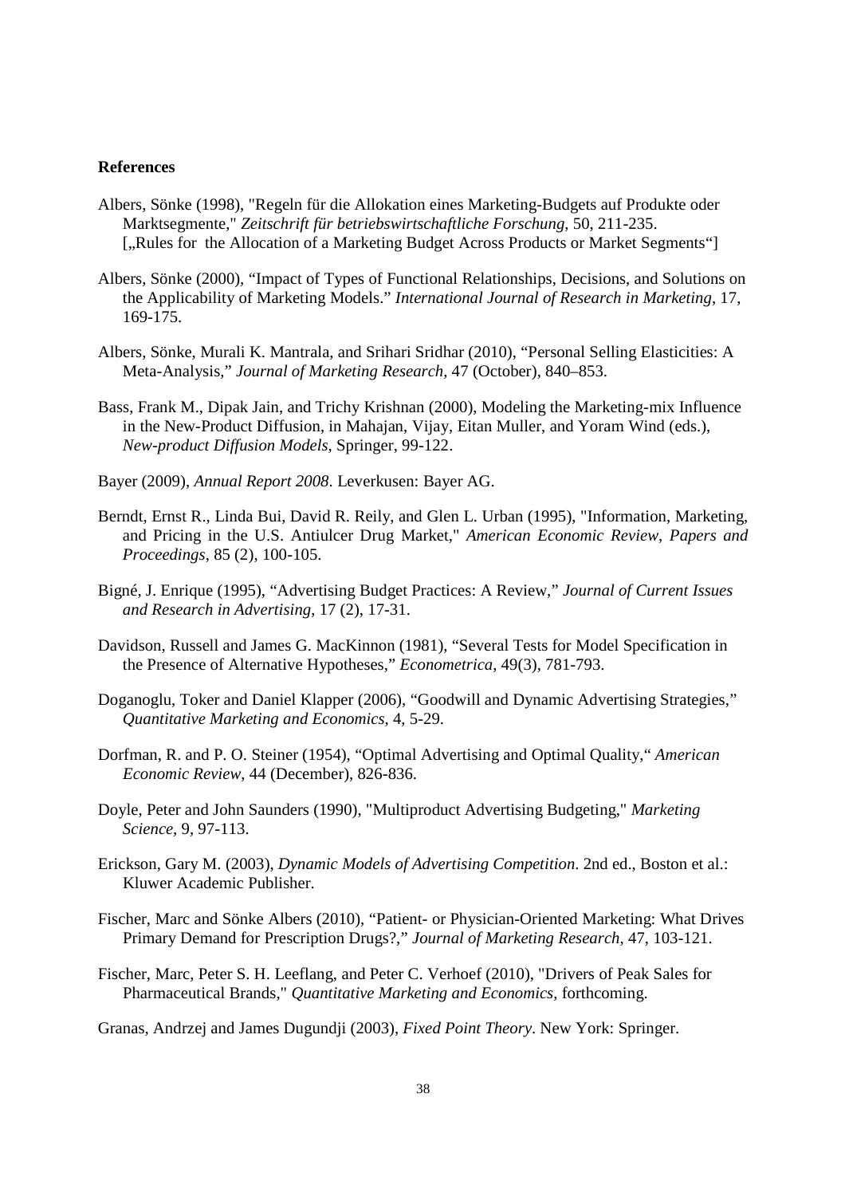**References**

Albers, Sönke (1998), "Regeln für die Allokation eines Marketing-Budgets auf Produkte oder Marktsegmente," *Zeitschrift für betriebswirtschaftliche Forschung*, 50, 211-235. [„Rules for the Allocation of a Marketing Budget Across Products or Market Segments"]

Albers, Sönke (2000), "Impact of Types of Functional Relationships, Decisions, and Solutions on the Applicability of Marketing Models." *International Journal of Research in Marketing*, 17, 169-175.

Albers, Sönke, Murali K. Mantrala, and Srihari Sridhar (2010), "Personal Selling Elasticities: A Meta-Analysis," *Journal of Marketing Research*, 47 (October), 840–853.

Bass, Frank M., Dipak Jain, and Trichy Krishnan (2000), Modeling the Marketing-mix Influence in the New-Product Diffusion, in Mahajan, Vijay, Eitan Muller, and Yoram Wind (eds.), *New-product Diffusion Models*, Springer, 99-122.

Bayer (2009), *Annual Report 2008*. Leverkusen: Bayer AG.

Berndt, Ernst R., Linda Bui, David R. Reily, and Glen L. Urban (1995), "Information, Marketing, and Pricing in the U.S. Antiulcer Drug Market," *American Economic Review, Papers and Proceedings*, 85 (2), 100-105.

Bigné, J. Enrique (1995), "Advertising Budget Practices: A Review," *Journal of Current Issues and Research in Advertising*, 17 (2), 17-31.

Davidson, Russell and James G. MacKinnon (1981), "Several Tests for Model Specification in the Presence of Alternative Hypotheses," *Econometrica*, 49(3), 781-793.

Doganoglu, Toker and Daniel Klapper (2006), "Goodwill and Dynamic Advertising Strategies," *Quantitative Marketing and Economics*, 4, 5-29.

Dorfman, R. and P. O. Steiner (1954), "Optimal Advertising and Optimal Quality," *American Economic Review*, 44 (December), 826-836.

Doyle, Peter and John Saunders (1990), "Multiproduct Advertising Budgeting," *Marketing Science*, 9, 97-113.

Erickson, Gary M. (2003), *Dynamic Models of Advertising Competition*. 2nd ed., Boston et al.: Kluwer Academic Publisher.

Fischer, Marc and Sönke Albers (2010), "Patient- or Physician-Oriented Marketing: What Drives Primary Demand for Prescription Drugs?," *Journal of Marketing Research*, 47, 103-121.

Fischer, Marc, Peter S. H. Leeflang, and Peter C. Verhoef (2010), "Drivers of Peak Sales for Pharmaceutical Brands," *Quantitative Marketing and Economics*, forthcoming.

Granas, Andrzej and James Dugundji (2003), *Fixed Point Theory*. New York: Springer.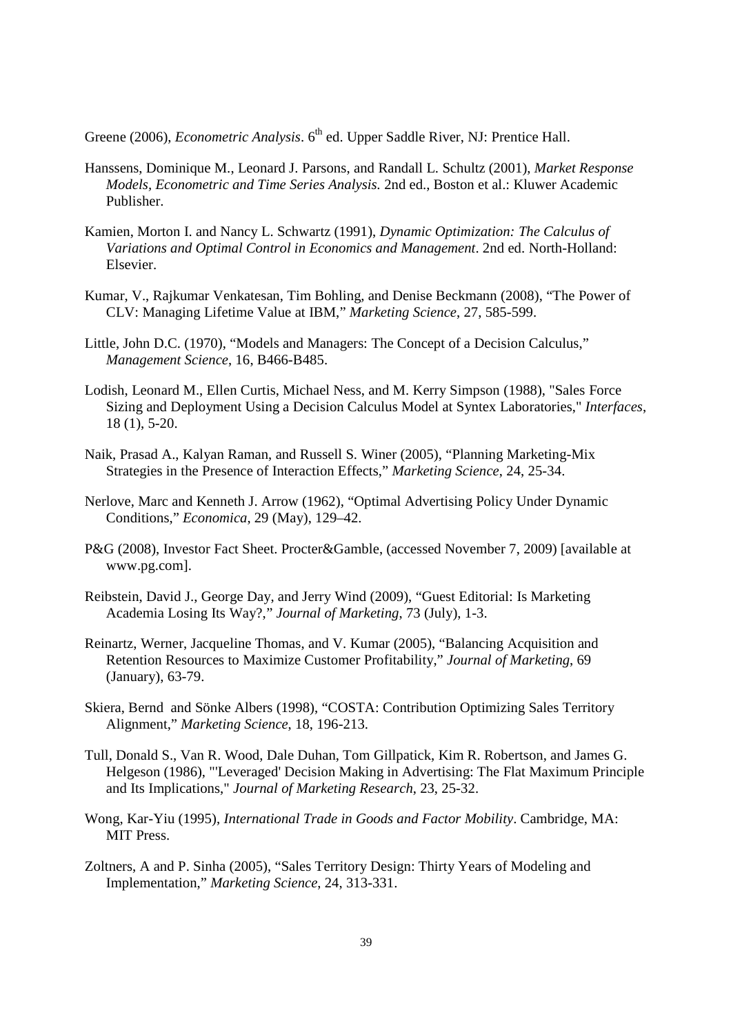Greene (2006), *Econometric Analysis*. 6th ed. Upper Saddle River, NJ: Prentice Hall.

Hanssens, Dominique M., Leonard J. Parsons, and Randall L. Schultz (2001), *Market Response Models, Econometric and Time Series Analysis.* 2nd ed., Boston et al.: Kluwer Academic Publisher.

Kamien, Morton I. and Nancy L. Schwartz (1991), *Dynamic Optimization: The Calculus of Variations and Optimal Control in Economics and Management*. 2nd ed. North-Holland: Elsevier.

Kumar, V., Rajkumar Venkatesan, Tim Bohling, and Denise Beckmann (2008), "The Power of CLV: Managing Lifetime Value at IBM," *Marketing Science*, 27, 585-599.

Little, John D.C. (1970), "Models and Managers: The Concept of a Decision Calculus," *Management Science*, 16, B466-B485.

Lodish, Leonard M., Ellen Curtis, Michael Ness, and M. Kerry Simpson (1988), "Sales Force Sizing and Deployment Using a Decision Calculus Model at Syntex Laboratories," *Interfaces*, 18 (1), 5-20.

Naik, Prasad A., Kalyan Raman, and Russell S. Winer (2005), "Planning Marketing-Mix Strategies in the Presence of Interaction Effects," *Marketing Science*, 24, 25-34.

Nerlove, Marc and Kenneth J. Arrow (1962), "Optimal Advertising Policy Under Dynamic Conditions," *Economica*, 29 (May), 129–42.

P&G (2008), Investor Fact Sheet. Procter&Gamble, (accessed November 7, 2009) [available at www.pg.com].

Reibstein, David J., George Day, and Jerry Wind (2009), "Guest Editorial: Is Marketing Academia Losing Its Way?," *Journal of Marketing*, 73 (July), 1-3.

Reinartz, Werner, Jacqueline Thomas, and V. Kumar (2005), "Balancing Acquisition and Retention Resources to Maximize Customer Profitability," *Journal of Marketing*, 69 (January), 63-79.

Skiera, Bernd and Sönke Albers (1998), "COSTA: Contribution Optimizing Sales Territory Alignment," *Marketing Science*, 18, 196-213.

Tull, Donald S., Van R. Wood, Dale Duhan, Tom Gillpatick, Kim R. Robertson, and James G. Helgeson (1986), "'Leveraged' Decision Making in Advertising: The Flat Maximum Principle and Its Implications," *Journal of Marketing Research*, 23, 25-32.

Wong, Kar-Yiu (1995), *International Trade in Goods and Factor Mobility*. Cambridge, MA: MIT Press.

Zoltners, A and P. Sinha (2005), "Sales Territory Design: Thirty Years of Modeling and Implementation," *Marketing Science*, 24, 313-331.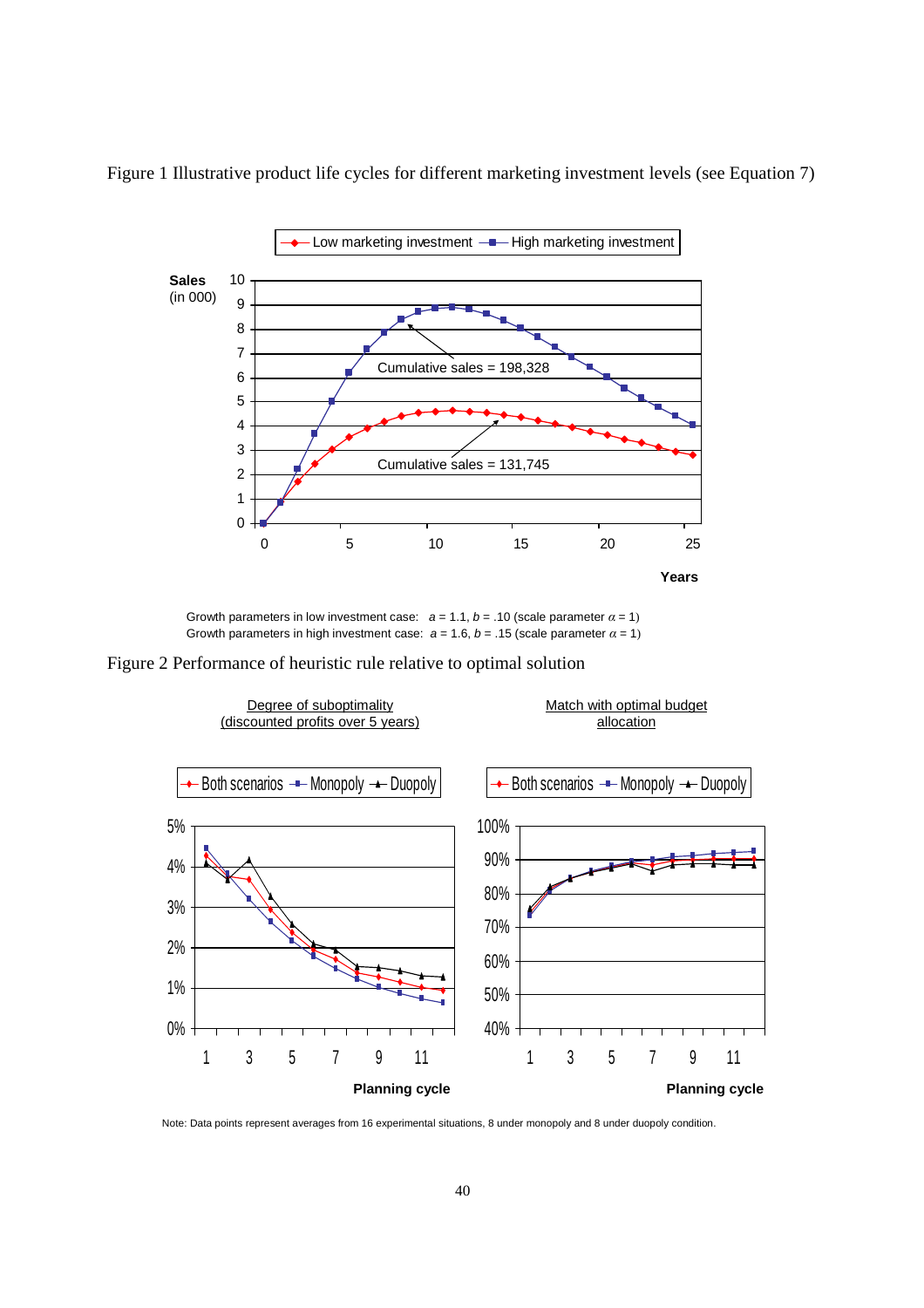Figure 1 Illustrative product life cycles for different marketing investment levels (see Equation 7)

Growth parameters in low investment case: $a = 1.1$, $b = .10$ (scale parameter $\alpha = 1$)
Growth parameters in high investment case: $a = 1.6$, $b = .15$ (scale parameter $\alpha = 1$)

Figure 2 Performance of heuristic rule relative to optimal solution

Note: Data points represent averages from 16 experimental situations, 8 under monopoly and 8 under duopoly condition.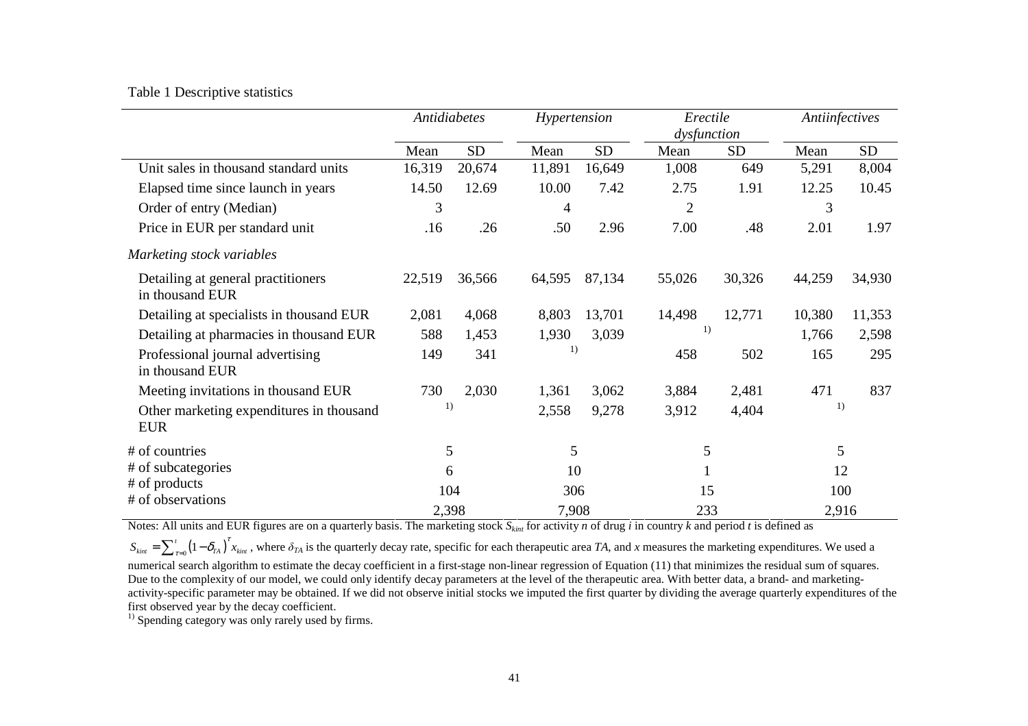Table 1 Descriptive statistics

| | *Antidiabetes* | | *Hypertension* | | *Erectile dysfunction* | | *Antiinfectives* | |
|---|---|---|---|---|---|---|---|---|
| | Mean | SD | Mean | SD | Mean | SD | Mean | SD |
| Unit sales in thousand standard units | 16,319 | 20,674 | 11,891 | 16,649 | 1,008 | 649 | 5,291 | 8,004 |
| Elapsed time since launch in years | 14.50 | 12.69 | 10.00 | 7.42 | 2.75 | 1.91 | 12.25 | 10.45 |
| Order of entry (Median) | 3 | | 4 | | 2 | | 3 | |
| Price in EUR per standard unit | .16 | .26 | .50 | 2.96 | 7.00 | .48 | 2.01 | 1.97 |
| *Marketing stock variables* | | | | | | | | |
| Detailing at general practitioners in thousand EUR | 22,519 | 36,566 | 64,595 | 87,134 | 55,026 | 30,326 | 44,259 | 34,930 |
| Detailing at specialists in thousand EUR | 2,081 | 4,068 | 8,803 | 13,701 | 14,498 | 12,771 | 10,380 | 11,353 |
| Detailing at pharmacies in thousand EUR | 588 | 1,453 | 1,930 | 3,039 | [1] | | 1,766 | 2,598 |
| Professional journal advertising in thousand EUR | 149 | 341 | [1] | | 458 | 502 | 165 | 295 |
| Meeting invitations in thousand EUR | 730 | 2,030 | 1,361 | 3,062 | 3,884 | 2,481 | 471 | 837 |
| Other marketing expenditures in thousand EUR | [1] | | 2,558 | 9,278 | 3,912 | 4,404 | [1] | |
| # of countries | 5 | | 5 | | 5 | | 5 | |
| # of subcategories | 6 | | 10 | | 1 | | 12 | |
| # of products | 104 | | 306 | | 15 | | 100 | |
| # of observations | 2,398 | | 7,908 | | 233 | | 2,916 | |

Notes: All units and EUR figures are on a quarterly basis. The marketing stock $S_{kint}$ for activity $n$ of drug $i$ in country $k$ and period $t$ is defined as

$S_{kint} = \sum_{\tau=0}^{t} \left(1-\delta_{TA}\right)^{\tau} x_{kint}$, where $\delta_{TA}$ is the quarterly decay rate, specific for each therapeutic area $TA$, and $x$ measures the marketing expenditures. We used a numerical search algorithm to estimate the decay coefficient in a first-stage non-linear regression of Equation (11) that minimizes the residual sum of squares. Due to the complexity of our model, we could only identify decay parameters at the level of the therapeutic area. With better data, a brand- and marketing-activity-specific parameter may be obtained. If we did not observe initial stocks we imputed the first quarter by dividing the average quarterly expenditures of the first observed year by the decay coefficient.

[1] Spending category was only rarely used by firms.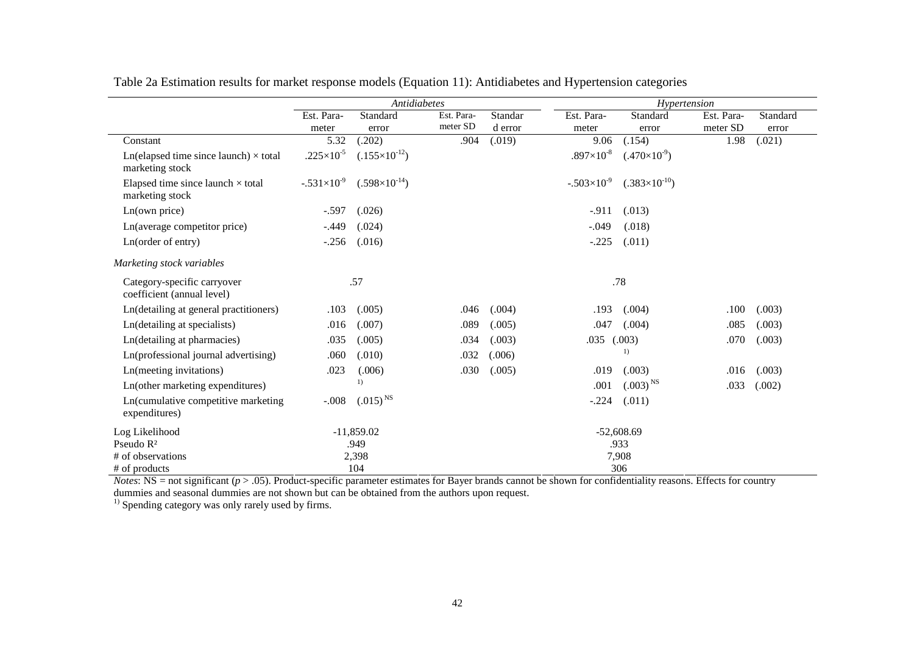Table 2a Estimation results for market response models (Equation 11): Antidiabetes and Hypertension categories

| | *Antidiabetes* | | | | *Hypertension* | | | |
|---|---|---|---|---|---|---|---|---|
| | Est. Para-meter | Standard error | Est. Para-meter SD | Standard error | Est. Para-meter | Standard error | Est. Para-meter SD | Standard error |
| Constant | 5.32 | (.202) | .904 | (.019) | 9.06 | (.154) | 1.98 | (.021) |
| Ln(elapsed time since launch) × total marketing stock | $.225{\times}10^{-5}$ | $(.155{\times}10^{-12})$ | | | $.897{\times}10^{-8}$ | $(.470{\times}10^{-9})$ | | |
| Elapsed time since launch × total marketing stock | $-.531{\times}10^{-9}$ | $(.598{\times}10^{-14})$ | | | $-.503{\times}10^{-9}$ | $(.383{\times}10^{-10})$ | | |
| Ln(own price) | -.597 | (.026) | | | -.911 | (.013) | | |
| Ln(average competitor price) | -.449 | (.024) | | | -.049 | (.018) | | |
| Ln(order of entry) | -.256 | (.016) | | | -.225 | (.011) | | |
| *Marketing stock variables* | | | | | | | | |
| Category-specific carryover coefficient (annual level) | .57 | | | | .78 | | | |
| Ln(detailing at general practitioners) | .103 | (.005) | .046 | (.004) | .193 | (.004) | .100 | (.003) |
| Ln(detailing at specialists) | .016 | (.007) | .089 | (.005) | .047 | (.004) | .085 | (.003) |
| Ln(detailing at pharmacies) | .035 | (.005) | .034 | (.003) | .035 | (.003) | .070 | (.003) |
| Ln(professional journal advertising) | .060 | (.010) | .032 | (.006) | | [1)] | | |
| Ln(meeting invitations) | .023 | (.006) | .030 | (.005) | .019 | (.003) | .016 | (.003) |
| Ln(other marketing expenditures) | | [1)] | | | .001 | (.003) [NS] | .033 | (.002) |
| Ln(cumulative competitive marketing expenditures) | -.008 | (.015) [NS] | | | -.224 | (.011) | | |
| Log Likelihood | -11,859.02 | | | | -52,608.69 | | | |
| Pseudo $R^2$ | .949 | | | | .933 | | | |
| # of observations | 2,398 | | | | 7,908 | | | |
| # of products | 104 | | | | 306 | | | |

*Notes*: NS = not significant ($p > .05$). Product-specific parameter estimates for Bayer brands cannot be shown for confidentiality reasons. Effects for country dummies and seasonal dummies are not shown but can be obtained from the authors upon request.

[1)] Spending category was only rarely used by firms.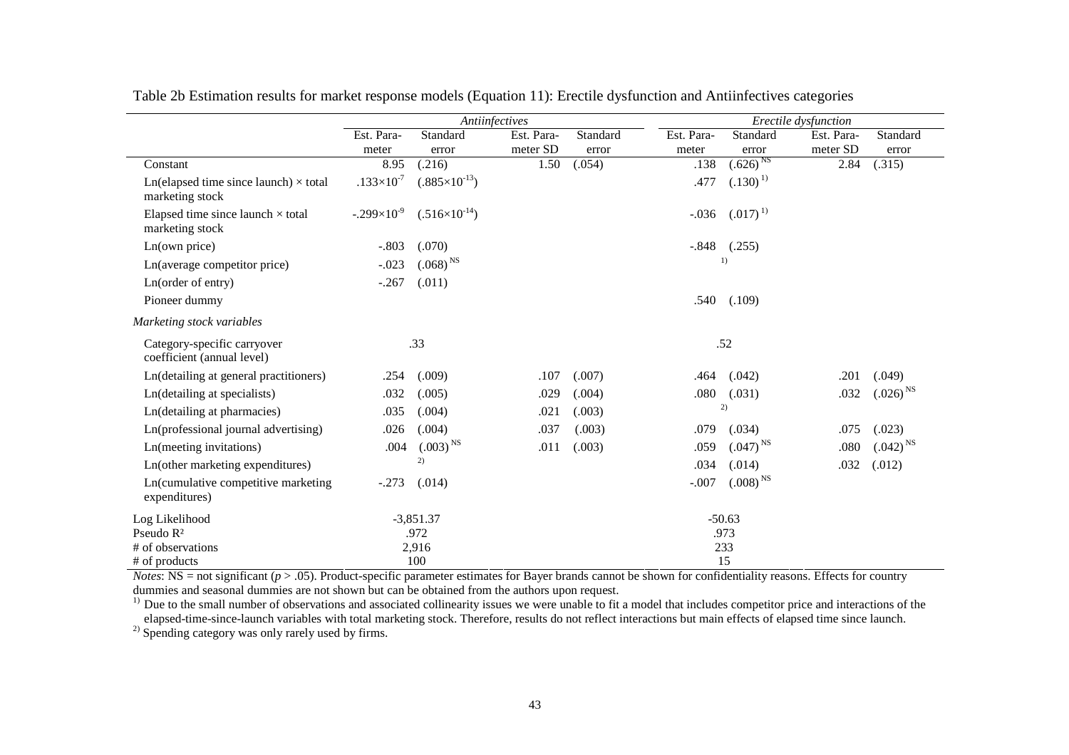Table 2b Estimation results for market response models (Equation 11): Erectile dysfunction and Antiinfectives categories

| | *Antiinfectives* | | | | *Erectile dysfunction* | | | |
|---|---|---|---|---|---|---|---|---|
| | Est. Parameter | Standard error | Est. Parameter SD | Standard error | Est. Parameter | Standard error | Est. Parameter SD | Standard error |
| Constant | 8.95 | (.216) | 1.50 | (.054) | .138 | (.626) NS | 2.84 | (.315) |
| Ln(elapsed time since launch) × total marketing stock | $.133{\times}10^{-7}$ | $(.885{\times}10^{-13})$ | | | .477 | (.130) [1] | | |
| Elapsed time since launch × total marketing stock | $-.299{\times}10^{-9}$ | $(.516{\times}10^{-14})$ | | | -.036 | (.017) [1] | | |
| Ln(own price) | -.803 | (.070) | | | -.848 | (.255) | | |
| Ln(average competitor price) | -.023 | (.068) NS | | | | [1] | | |
| Ln(order of entry) | -.267 | (.011) | | | | | | |
| Pioneer dummy | | | | | .540 | (.109) | | |
| *Marketing stock variables* | | | | | | | | |
| Category-specific carryover coefficient (annual level) | .33 | | | | .52 | | | |
| Ln(detailing at general practitioners) | .254 | (.009) | .107 | (.007) | .464 | (.042) | .201 | (.049) |
| Ln(detailing at specialists) | .032 | (.005) | .029 | (.004) | .080 | (.031) | .032 | (.026) NS |
| Ln(detailing at pharmacies) | .035 | (.004) | .021 | (.003) | | [2] | | |
| Ln(professional journal advertising) | .026 | (.004) | .037 | (.003) | .079 | (.034) | .075 | (.023) |
| Ln(meeting invitations) | .004 | (.003) NS | .011 | (.003) | .059 | (.047) NS | .080 | (.042) NS |
| Ln(other marketing expenditures) | | [2] | | | .034 | (.014) | .032 | (.012) |
| Ln(cumulative competitive marketing expenditures) | -.273 | (.014) | | | -.007 | (.008) NS | | |
| Log Likelihood | -3,851.37 | | | | -50.63 | | | |
| Pseudo $R^2$ | .972 | | | | .973 | | | |
| # of observations | 2,916 | | | | 233 | | | |
| # of products | 100 | | | | 15 | | | |

*Notes*: NS = not significant ($p > .05$). Product-specific parameter estimates for Bayer brands cannot be shown for confidentiality reasons. Effects for country dummies and seasonal dummies are not shown but can be obtained from the authors upon request.

[1] Due to the small number of observations and associated collinearity issues we were unable to fit a model that includes competitor price and interactions of the elapsed-time-since-launch variables with total marketing stock. Therefore, results do not reflect interactions but main effects of elapsed time since launch.

[2] Spending category was only rarely used by firms.